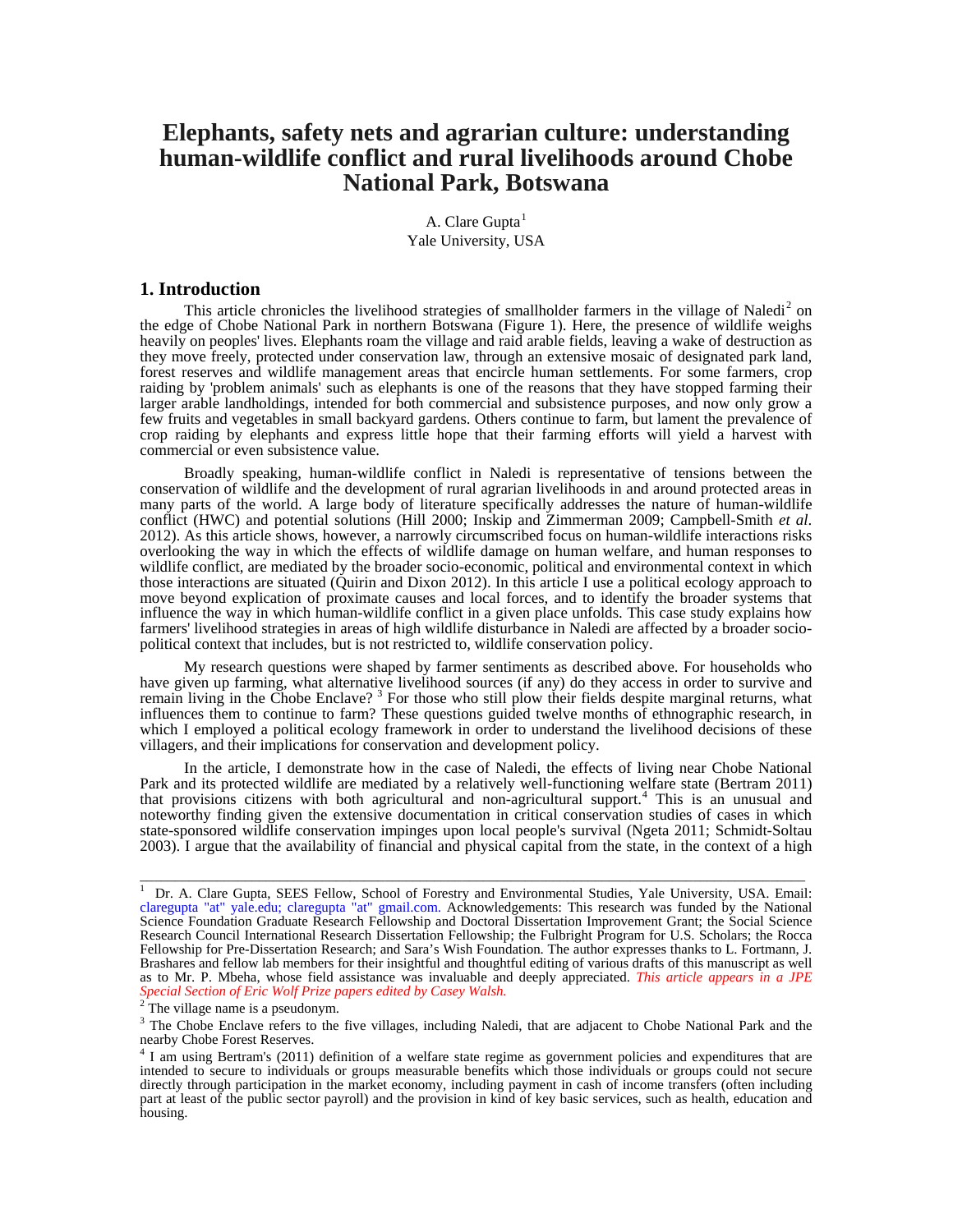# Elephants, safety nets and agrarian culture: understanding human-wildlife conflict and rural livelihoods around Chobe National Park, Botswana

A. Clare Gupta[1]
Yale University, USA

## 1. Introduction

This article chronicles the livelihood strategies of smallholder farmers in the village of Naledi[2] on the edge of Chobe National Park in northern Botswana (Figure 1). Here, the presence of wildlife weighs heavily on peoples' lives. Elephants roam the village and raid arable fields, leaving a wake of destruction as they move freely, protected under conservation law, through an extensive mosaic of designated park land, forest reserves and wildlife management areas that encircle human settlements. For some farmers, crop raiding by 'problem animals' such as elephants is one of the reasons that they have stopped farming their larger arable landholdings, intended for both commercial and subsistence purposes, and now only grow a few fruits and vegetables in small backyard gardens. Others continue to farm, but lament the prevalence of crop raiding by elephants and express little hope that their farming efforts will yield a harvest with commercial or even subsistence value.

Broadly speaking, human-wildlife conflict in Naledi is representative of tensions between the conservation of wildlife and the development of rural agrarian livelihoods in and around protected areas in many parts of the world. A large body of literature specifically addresses the nature of human-wildlife conflict (HWC) and potential solutions (Hill 2000; Inskip and Zimmerman 2009; Campbell-Smith *et al*. 2012). As this article shows, however, a narrowly circumscribed focus on human-wildlife interactions risks overlooking the way in which the effects of wildlife damage on human welfare, and human responses to wildlife conflict, are mediated by the broader socio-economic, political and environmental context in which those interactions are situated (Quirin and Dixon 2012). In this article I use a political ecology approach to move beyond explication of proximate causes and local forces, and to identify the broader systems that influence the way in which human-wildlife conflict in a given place unfolds. This case study explains how farmers' livelihood strategies in areas of high wildlife disturbance in Naledi are affected by a broader socio-political context that includes, but is not restricted to, wildlife conservation policy.

My research questions were shaped by farmer sentiments as described above. For households who have given up farming, what alternative livelihood sources (if any) do they access in order to survive and remain living in the Chobe Enclave? [3] For those who still plow their fields despite marginal returns, what influences them to continue to farm? These questions guided twelve months of ethnographic research, in which I employed a political ecology framework in order to understand the livelihood decisions of these villagers, and their implications for conservation and development policy.

In the article, I demonstrate how in the case of Naledi, the effects of living near Chobe National Park and its protected wildlife are mediated by a relatively well-functioning welfare state (Bertram 2011) that provisions citizens with both agricultural and non-agricultural support.[4] This is an unusual and noteworthy finding given the extensive documentation in critical conservation studies of cases in which state-sponsored wildlife conservation impinges upon local people's survival (Ngeta 2011; Schmidt-Soltau 2003). I argue that the availability of financial and physical capital from the state, in the context of a high

---

[1] Dr. A. Clare Gupta, SEES Fellow, School of Forestry and Environmental Studies, Yale University, USA. Email: claregupta "at" yale.edu; claregupta "at" gmail.com. Acknowledgements: This research was funded by the National Science Foundation Graduate Research Fellowship and Doctoral Dissertation Improvement Grant; the Social Science Research Council International Research Dissertation Fellowship; the Fulbright Program for U.S. Scholars; the Rocca Fellowship for Pre-Dissertation Research; and Sara's Wish Foundation. The author expresses thanks to L. Fortmann, J. Brashares and fellow lab members for their insightful and thoughtful editing of various drafts of this manuscript as well as to Mr. P. Mbeha, whose field assistance was invaluable and deeply appreciated. *This article appears in a JPE Special Section of Eric Wolf Prize papers edited by Casey Walsh.*

[2] The village name is a pseudonym.

[3] The Chobe Enclave refers to the five villages, including Naledi, that are adjacent to Chobe National Park and the nearby Chobe Forest Reserves.

[4] I am using Bertram's (2011) definition of a welfare state regime as government policies and expenditures that are intended to secure to individuals or groups measurable benefits which those individuals or groups could not secure directly through participation in the market economy, including payment in cash of income transfers (often including part at least of the public sector payroll) and the provision in kind of key basic services, such as health, education and housing.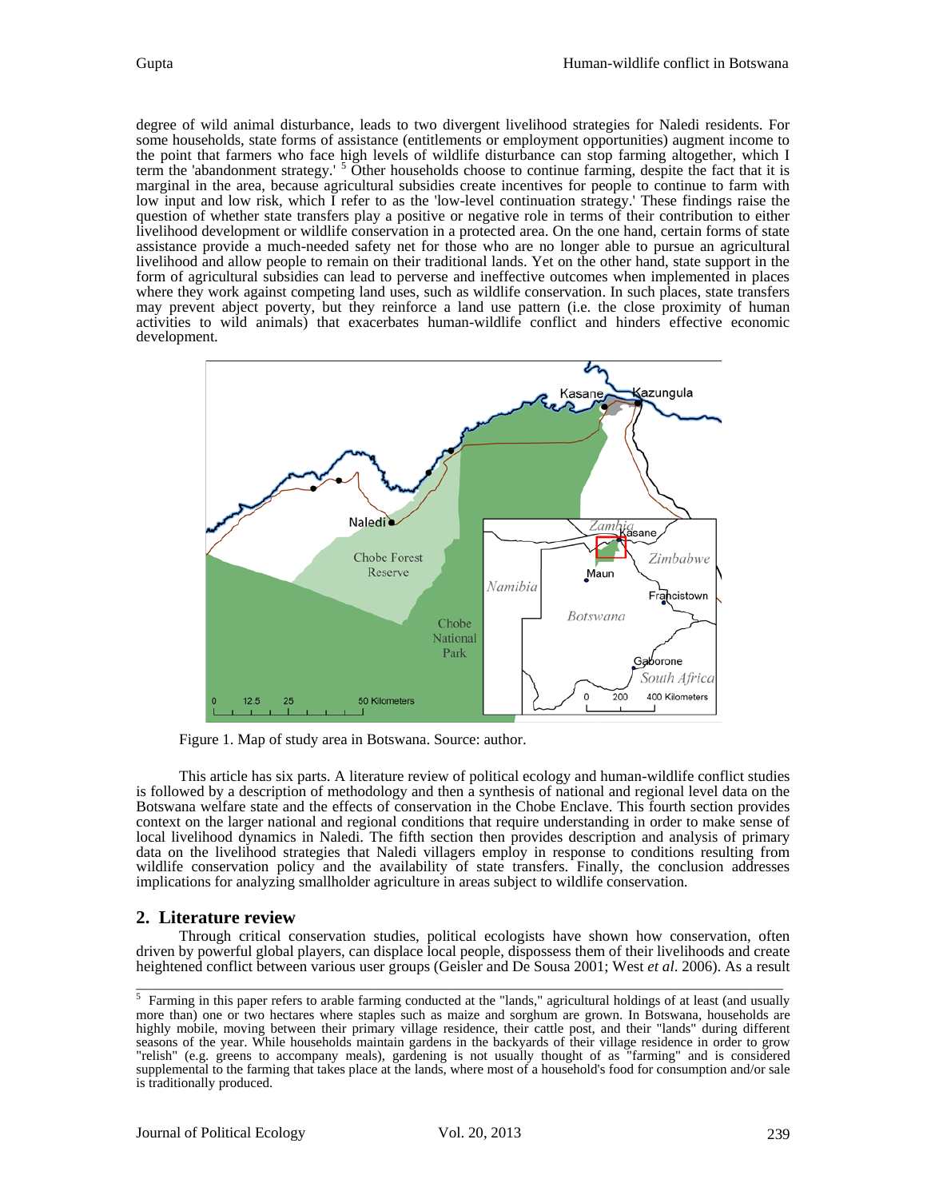degree of wild animal disturbance, leads to two divergent livelihood strategies for Naledi residents. For some households, state forms of assistance (entitlements or employment opportunities) augment income to the point that farmers who face high levels of wildlife disturbance can stop farming altogether, which I term the 'abandonment strategy.' [5] Other households choose to continue farming, despite the fact that it is marginal in the area, because agricultural subsidies create incentives for people to continue to farm with low input and low risk, which I refer to as the 'low-level continuation strategy.' These findings raise the question of whether state transfers play a positive or negative role in terms of their contribution to either livelihood development or wildlife conservation in a protected area. On the one hand, certain forms of state assistance provide a much-needed safety net for those who are no longer able to pursue an agricultural livelihood and allow people to remain on their traditional lands. Yet on the other hand, state support in the form of agricultural subsidies can lead to perverse and ineffective outcomes when implemented in places where they work against competing land uses, such as wildlife conservation. In such places, state transfers may prevent abject poverty, but they reinforce a land use pattern (i.e. the close proximity of human activities to wild animals) that exacerbates human-wildlife conflict and hinders effective economic development.

Figure 1. Map of study area in Botswana. Source: author.

This article has six parts. A literature review of political ecology and human-wildlife conflict studies is followed by a description of methodology and then a synthesis of national and regional level data on the Botswana welfare state and the effects of conservation in the Chobe Enclave. This fourth section provides context on the larger national and regional conditions that require understanding in order to make sense of local livelihood dynamics in Naledi. The fifth section then provides description and analysis of primary data on the livelihood strategies that Naledi villagers employ in response to conditions resulting from wildlife conservation policy and the availability of state transfers. Finally, the conclusion addresses implications for analyzing smallholder agriculture in areas subject to wildlife conservation.

## 2. Literature review

Through critical conservation studies, political ecologists have shown how conservation, often driven by powerful global players, can displace local people, dispossess them of their livelihoods and create heightened conflict between various user groups (Geisler and De Sousa 2001; West *et al*. 2006). As a result

[5] Farming in this paper refers to arable farming conducted at the "lands," agricultural holdings of at least (and usually more than) one or two hectares where staples such as maize and sorghum are grown. In Botswana, households are highly mobile, moving between their primary village residence, their cattle post, and their "lands" during different seasons of the year. While households maintain gardens in the backyards of their village residence in order to grow "relish" (e.g. greens to accompany meals), gardening is not usually thought of as "farming" and is considered supplemental to the farming that takes place at the lands, where most of a household's food for consumption and/or sale is traditionally produced.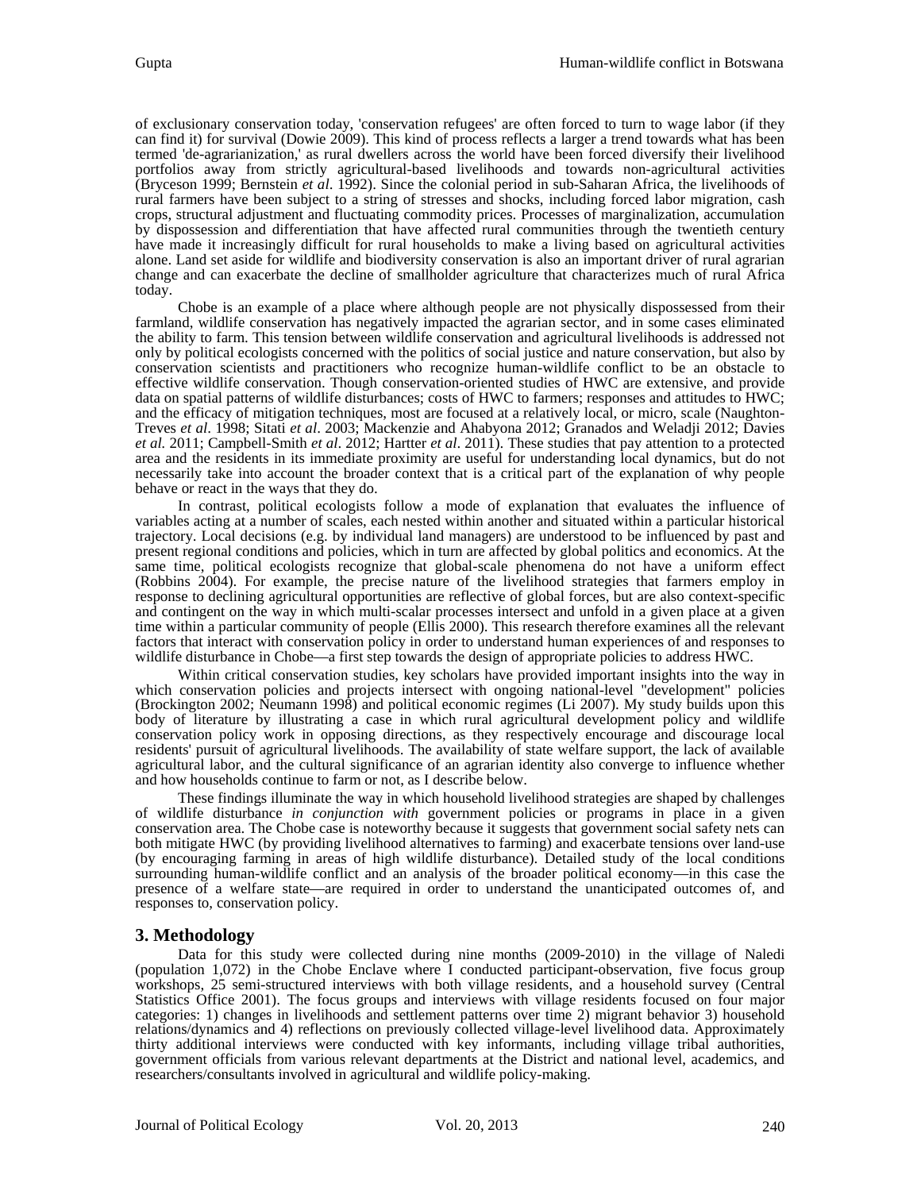of exclusionary conservation today, 'conservation refugees' are often forced to turn to wage labor (if they can find it) for survival (Dowie 2009). This kind of process reflects a larger a trend towards what has been termed 'de-agrarianization,' as rural dwellers across the world have been forced diversify their livelihood portfolios away from strictly agricultural-based livelihoods and towards non-agricultural activities (Bryceson 1999; Bernstein *et al*. 1992). Since the colonial period in sub-Saharan Africa, the livelihoods of rural farmers have been subject to a string of stresses and shocks, including forced labor migration, cash crops, structural adjustment and fluctuating commodity prices. Processes of marginalization, accumulation by dispossession and differentiation that have affected rural communities through the twentieth century have made it increasingly difficult for rural households to make a living based on agricultural activities alone. Land set aside for wildlife and biodiversity conservation is also an important driver of rural agrarian change and can exacerbate the decline of smallholder agriculture that characterizes much of rural Africa today.

Chobe is an example of a place where although people are not physically dispossessed from their farmland, wildlife conservation has negatively impacted the agrarian sector, and in some cases eliminated the ability to farm. This tension between wildlife conservation and agricultural livelihoods is addressed not only by political ecologists concerned with the politics of social justice and nature conservation, but also by conservation scientists and practitioners who recognize human-wildlife conflict to be an obstacle to effective wildlife conservation. Though conservation-oriented studies of HWC are extensive, and provide data on spatial patterns of wildlife disturbances; costs of HWC to farmers; responses and attitudes to HWC; and the efficacy of mitigation techniques, most are focused at a relatively local, or micro, scale (Naughton-Treves *et al*. 1998; Sitati *et al*. 2003; Mackenzie and Ahabyona 2012; Granados and Weladji 2012; Davies *et al.* 2011; Campbell-Smith *et al*. 2012; Hartter *et al*. 2011). These studies that pay attention to a protected area and the residents in its immediate proximity are useful for understanding local dynamics, but do not necessarily take into account the broader context that is a critical part of the explanation of why people behave or react in the ways that they do.

In contrast, political ecologists follow a mode of explanation that evaluates the influence of variables acting at a number of scales, each nested within another and situated within a particular historical trajectory. Local decisions (e.g. by individual land managers) are understood to be influenced by past and present regional conditions and policies, which in turn are affected by global politics and economics. At the same time, political ecologists recognize that global-scale phenomena do not have a uniform effect (Robbins 2004). For example, the precise nature of the livelihood strategies that farmers employ in response to declining agricultural opportunities are reflective of global forces, but are also context-specific and contingent on the way in which multi-scalar processes intersect and unfold in a given place at a given time within a particular community of people (Ellis 2000). This research therefore examines all the relevant factors that interact with conservation policy in order to understand human experiences of and responses to wildlife disturbance in Chobe—a first step towards the design of appropriate policies to address HWC.

Within critical conservation studies, key scholars have provided important insights into the way in which conservation policies and projects intersect with ongoing national-level "development" policies (Brockington 2002; Neumann 1998) and political economic regimes (Li 2007). My study builds upon this body of literature by illustrating a case in which rural agricultural development policy and wildlife conservation policy work in opposing directions, as they respectively encourage and discourage local residents' pursuit of agricultural livelihoods. The availability of state welfare support, the lack of available agricultural labor, and the cultural significance of an agrarian identity also converge to influence whether and how households continue to farm or not, as I describe below.

These findings illuminate the way in which household livelihood strategies are shaped by challenges of wildlife disturbance *in conjunction with* government policies or programs in place in a given conservation area. The Chobe case is noteworthy because it suggests that government social safety nets can both mitigate HWC (by providing livelihood alternatives to farming) and exacerbate tensions over land-use (by encouraging farming in areas of high wildlife disturbance). Detailed study of the local conditions surrounding human-wildlife conflict and an analysis of the broader political economy—in this case the presence of a welfare state—are required in order to understand the unanticipated outcomes of, and responses to, conservation policy.

## 3. Methodology

Data for this study were collected during nine months (2009-2010) in the village of Naledi (population 1,072) in the Chobe Enclave where I conducted participant-observation, five focus group workshops, 25 semi-structured interviews with both village residents, and a household survey (Central Statistics Office 2001). The focus groups and interviews with village residents focused on four major categories: 1) changes in livelihoods and settlement patterns over time 2) migrant behavior 3) household relations/dynamics and 4) reflections on previously collected village-level livelihood data. Approximately thirty additional interviews were conducted with key informants, including village tribal authorities, government officials from various relevant departments at the District and national level, academics, and researchers/consultants involved in agricultural and wildlife policy-making.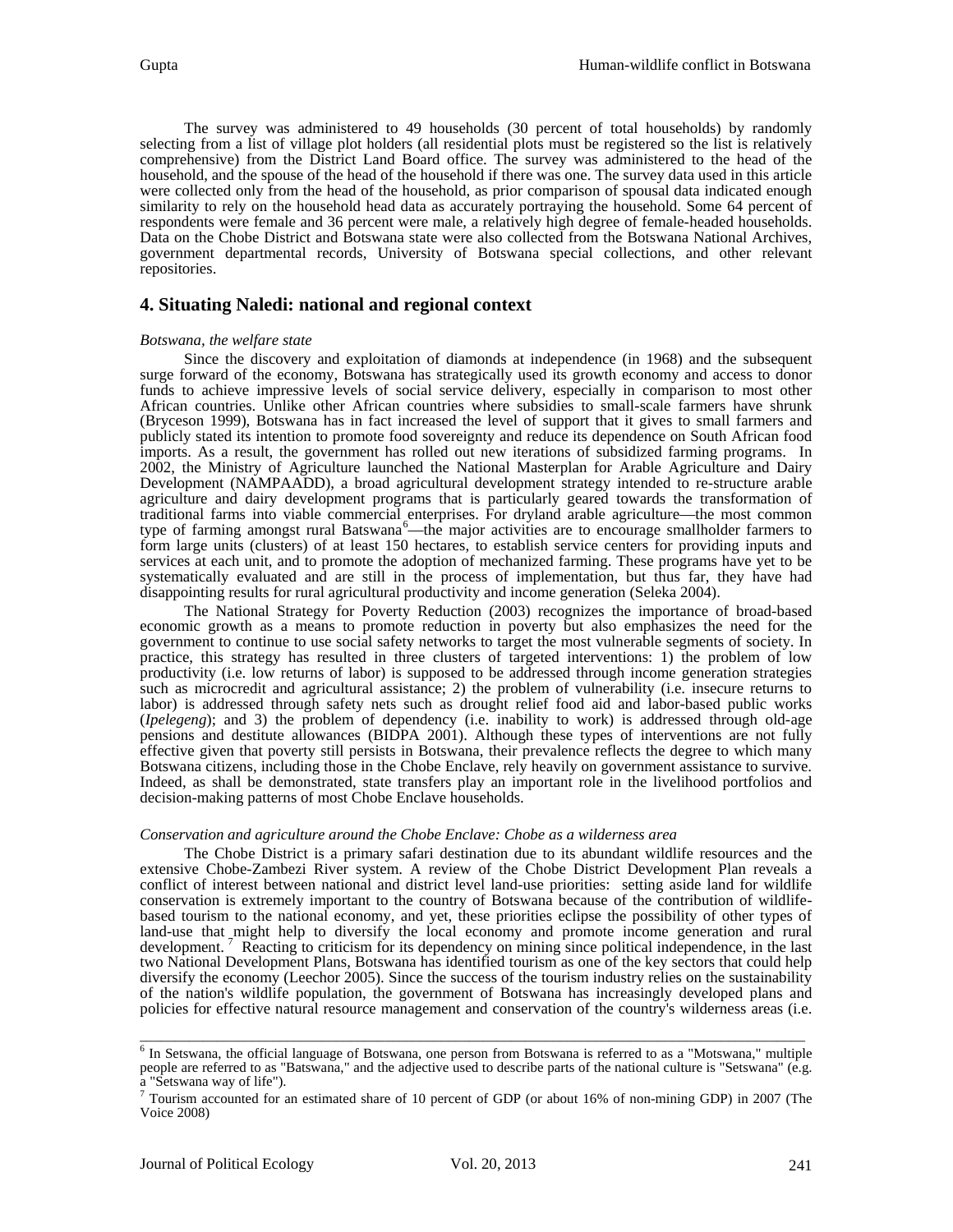The survey was administered to 49 households (30 percent of total households) by randomly selecting from a list of village plot holders (all residential plots must be registered so the list is relatively comprehensive) from the District Land Board office. The survey was administered to the head of the household, and the spouse of the head of the household if there was one. The survey data used in this article were collected only from the head of the household, as prior comparison of spousal data indicated enough similarity to rely on the household head data as accurately portraying the household. Some 64 percent of respondents were female and 36 percent were male, a relatively high degree of female-headed households. Data on the Chobe District and Botswana state were also collected from the Botswana National Archives, government departmental records, University of Botswana special collections, and other relevant repositories.

## 4. Situating Naledi: national and regional context

*Botswana, the welfare state*

Since the discovery and exploitation of diamonds at independence (in 1968) and the subsequent surge forward of the economy, Botswana has strategically used its growth economy and access to donor funds to achieve impressive levels of social service delivery, especially in comparison to most other African countries. Unlike other African countries where subsidies to small-scale farmers have shrunk (Bryceson 1999), Botswana has in fact increased the level of support that it gives to small farmers and publicly stated its intention to promote food sovereignty and reduce its dependence on South African food imports. As a result, the government has rolled out new iterations of subsidized farming programs. In 2002, the Ministry of Agriculture launched the National Masterplan for Arable Agriculture and Dairy Development (NAMPAADD), a broad agricultural development strategy intended to re-structure arable agriculture and dairy development programs that is particularly geared towards the transformation of traditional farms into viable commercial enterprises. For dryland arable agriculture—the most common type of farming amongst rural Batswana[6]—the major activities are to encourage smallholder farmers to form large units (clusters) of at least 150 hectares, to establish service centers for providing inputs and services at each unit, and to promote the adoption of mechanized farming. These programs have yet to be systematically evaluated and are still in the process of implementation, but thus far, they have had disappointing results for rural agricultural productivity and income generation (Seleka 2004).

The National Strategy for Poverty Reduction (2003) recognizes the importance of broad-based economic growth as a means to promote reduction in poverty but also emphasizes the need for the government to continue to use social safety networks to target the most vulnerable segments of society. In practice, this strategy has resulted in three clusters of targeted interventions: 1) the problem of low productivity (i.e. low returns of labor) is supposed to be addressed through income generation strategies such as microcredit and agricultural assistance; 2) the problem of vulnerability (i.e. insecure returns to labor) is addressed through safety nets such as drought relief food aid and labor-based public works (*Ipelegeng*); and 3) the problem of dependency (i.e. inability to work) is addressed through old-age pensions and destitute allowances (BIDPA 2001). Although these types of interventions are not fully effective given that poverty still persists in Botswana, their prevalence reflects the degree to which many Botswana citizens, including those in the Chobe Enclave, rely heavily on government assistance to survive. Indeed, as shall be demonstrated, state transfers play an important role in the livelihood portfolios and decision-making patterns of most Chobe Enclave households.

*Conservation and agriculture around the Chobe Enclave: Chobe as a wilderness area*

The Chobe District is a primary safari destination due to its abundant wildlife resources and the extensive Chobe-Zambezi River system. A review of the Chobe District Development Plan reveals a conflict of interest between national and district level land-use priorities: setting aside land for wildlife conservation is extremely important to the country of Botswana because of the contribution of wildlife-based tourism to the national economy, and yet, these priorities eclipse the possibility of other types of land-use that might help to diversify the local economy and promote income generation and rural development.[7] Reacting to criticism for its dependency on mining since political independence, in the last two National Development Plans, Botswana has identified tourism as one of the key sectors that could help diversify the economy (Leechor 2005). Since the success of the tourism industry relies on the sustainability of the nation's wildlife population, the government of Botswana has increasingly developed plans and policies for effective natural resource management and conservation of the country's wilderness areas (i.e.

---

[6] In Setswana, the official language of Botswana, one person from Botswana is referred to as a "Motswana," multiple people are referred to as "Batswana," and the adjective used to describe parts of the national culture is "Setswana" (e.g. a "Setswana way of life").

[7] Tourism accounted for an estimated share of 10 percent of GDP (or about 16% of non-mining GDP) in 2007 (The Voice 2008)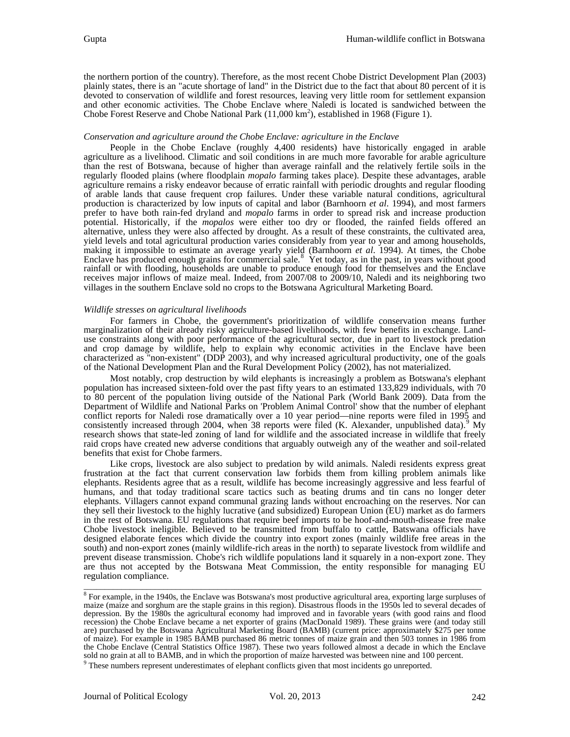the northern portion of the country). Therefore, as the most recent Chobe District Development Plan (2003) plainly states, there is an "acute shortage of land" in the District due to the fact that about 80 percent of it is devoted to conservation of wildlife and forest resources, leaving very little room for settlement expansion and other economic activities. The Chobe Enclave where Naledi is located is sandwiched between the Chobe Forest Reserve and Chobe National Park (11,000 km$^2$), established in 1968 (Figure 1).

*Conservation and agriculture around the Chobe Enclave: agriculture in the Enclave*

People in the Chobe Enclave (roughly 4,400 residents) have historically engaged in arable agriculture as a livelihood. Climatic and soil conditions in are much more favorable for arable agriculture than the rest of Botswana, because of higher than average rainfall and the relatively fertile soils in the regularly flooded plains (where floodplain *mopalo* farming takes place). Despite these advantages, arable agriculture remains a risky endeavor because of erratic rainfall with periodic droughts and regular flooding of arable lands that cause frequent crop failures. Under these variable natural conditions, agricultural production is characterized by low inputs of capital and labor (Barnhoorn *et al*. 1994), and most farmers prefer to have both rain-fed dryland and *mopalo* farms in order to spread risk and increase production potential. Historically, if the *mopalos* were either too dry or flooded, the rainfed fields offered an alternative, unless they were also affected by drought. As a result of these constraints, the cultivated area, yield levels and total agricultural production varies considerably from year to year and among households, making it impossible to estimate an average yearly yield (Barnhoorn *et al*. 1994). At times, the Chobe Enclave has produced enough grains for commercial sale.[8] Yet today, as in the past, in years without good rainfall or with flooding, households are unable to produce enough food for themselves and the Enclave receives major inflows of maize meal. Indeed, from 2007/08 to 2009/10, Naledi and its neighboring two villages in the southern Enclave sold no crops to the Botswana Agricultural Marketing Board.

*Wildlife stresses on agricultural livelihoods*

For farmers in Chobe, the government's prioritization of wildlife conservation means further marginalization of their already risky agriculture-based livelihoods, with few benefits in exchange. Land-use constraints along with poor performance of the agricultural sector, due in part to livestock predation and crop damage by wildlife, help to explain why economic activities in the Enclave have been characterized as "non-existent" (DDP 2003), and why increased agricultural productivity, one of the goals of the National Development Plan and the Rural Development Policy (2002), has not materialized.

Most notably, crop destruction by wild elephants is increasingly a problem as Botswana's elephant population has increased sixteen-fold over the past fifty years to an estimated 133,829 individuals, with 70 to 80 percent of the population living outside of the National Park (World Bank 2009). Data from the Department of Wildlife and National Parks on 'Problem Animal Control' show that the number of elephant conflict reports for Naledi rose dramatically over a 10 year period—nine reports were filed in 1995 and consistently increased through 2004, when 38 reports were filed (K. Alexander, unpublished data).[9] My research shows that state-led zoning of land for wildlife and the associated increase in wildlife that freely raid crops have created new adverse conditions that arguably outweigh any of the weather and soil-related benefits that exist for Chobe farmers.

Like crops, livestock are also subject to predation by wild animals. Naledi residents express great frustration at the fact that current conservation law forbids them from killing problem animals like elephants. Residents agree that as a result, wildlife has become increasingly aggressive and less fearful of humans, and that today traditional scare tactics such as beating drums and tin cans no longer deter elephants. Villagers cannot expand communal grazing lands without encroaching on the reserves. Nor can they sell their livestock to the highly lucrative (and subsidized) European Union (EU) market as do farmers in the rest of Botswana. EU regulations that require beef imports to be hoof-and-mouth-disease free make Chobe livestock ineligible. Believed to be transmitted from buffalo to cattle, Batswana officials have designed elaborate fences which divide the country into export zones (mainly wildlife free areas in the south) and non-export zones (mainly wildlife-rich areas in the north) to separate livestock from wildlife and prevent disease transmission. Chobe's rich wildlife populations land it squarely in a non-export zone. They are thus not accepted by the Botswana Meat Commission, the entity responsible for managing EU regulation compliance.

---

[8] For example, in the 1940s, the Enclave was Botswana's most productive agricultural area, exporting large surpluses of maize (maize and sorghum are the staple grains in this region). Disastrous floods in the 1950s led to several decades of depression. By the 1980s the agricultural economy had improved and in favorable years (with good rains and flood recession) the Chobe Enclave became a net exporter of grains (MacDonald 1989). These grains were (and today still are) purchased by the Botswana Agricultural Marketing Board (BAMB) (current price: approximately $275 per tonne of maize). For example in 1985 BAMB purchased 86 metric tonnes of maize grain and then 503 tonnes in 1986 from the Chobe Enclave (Central Statistics Office 1987). These two years followed almost a decade in which the Enclave sold no grain at all to BAMB, and in which the proportion of maize harvested was between nine and 100 percent.

[9] These numbers represent underestimates of elephant conflicts given that most incidents go unreported.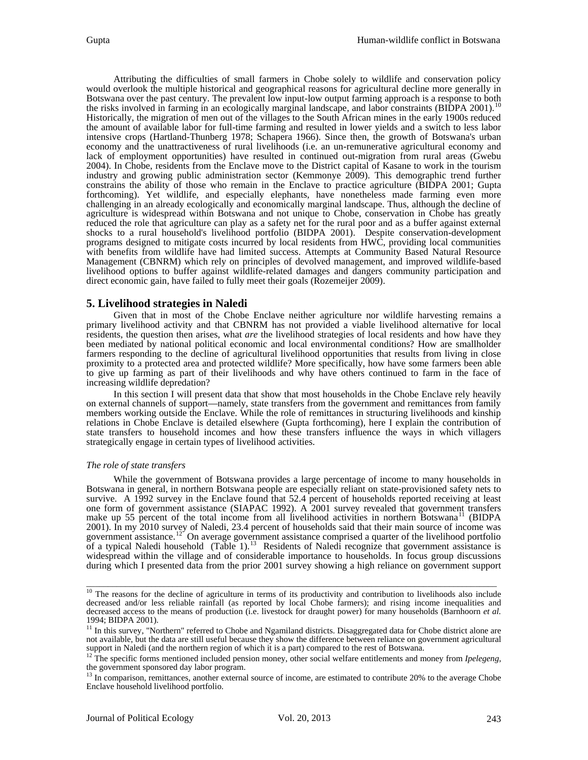Attributing the difficulties of small farmers in Chobe solely to wildlife and conservation policy would overlook the multiple historical and geographical reasons for agricultural decline more generally in Botswana over the past century. The prevalent low input-low output farming approach is a response to both the risks involved in farming in an ecologically marginal landscape, and labor constraints (BIDPA 2001).[10] Historically, the migration of men out of the villages to the South African mines in the early 1900s reduced the amount of available labor for full-time farming and resulted in lower yields and a switch to less labor intensive crops (Hartland-Thunberg 1978; Schapera 1966). Since then, the growth of Botswana's urban economy and the unattractiveness of rural livelihoods (i.e. an un-remunerative agricultural economy and lack of employment opportunities) have resulted in continued out-migration from rural areas (Gwebu 2004). In Chobe, residents from the Enclave move to the District capital of Kasane to work in the tourism industry and growing public administration sector (Kemmonye 2009). This demographic trend further constrains the ability of those who remain in the Enclave to practice agriculture (BIDPA 2001; Gupta forthcoming). Yet wildlife, and especially elephants, have nonetheless made farming even more challenging in an already ecologically and economically marginal landscape. Thus, although the decline of agriculture is widespread within Botswana and not unique to Chobe, conservation in Chobe has greatly reduced the role that agriculture can play as a safety net for the rural poor and as a buffer against external shocks to a rural household's livelihood portfolio (BIDPA 2001). Despite conservation-development programs designed to mitigate costs incurred by local residents from HWC, providing local communities with benefits from wildlife have had limited success. Attempts at Community Based Natural Resource Management (CBNRM) which rely on principles of devolved management, and improved wildlife-based livelihood options to buffer against wildlife-related damages and dangers community participation and direct economic gain, have failed to fully meet their goals (Rozemeijer 2009).

## 5. Livelihood strategies in Naledi

Given that in most of the Chobe Enclave neither agriculture nor wildlife harvesting remains a primary livelihood activity and that CBNRM has not provided a viable livelihood alternative for local residents, the question then arises, what *are* the livelihood strategies of local residents and how have they been mediated by national political economic and local environmental conditions? How are smallholder farmers responding to the decline of agricultural livelihood opportunities that results from living in close proximity to a protected area and protected wildlife? More specifically, how have some farmers been able to give up farming as part of their livelihoods and why have others continued to farm in the face of increasing wildlife depredation?

In this section I will present data that show that most households in the Chobe Enclave rely heavily on external channels of support—namely, state transfers from the government and remittances from family members working outside the Enclave. While the role of remittances in structuring livelihoods and kinship relations in Chobe Enclave is detailed elsewhere (Gupta forthcoming), here I explain the contribution of state transfers to household incomes and how these transfers influence the ways in which villagers strategically engage in certain types of livelihood activities.

### *The role of state transfers*

While the government of Botswana provides a large percentage of income to many households in Botswana in general, in northern Botswana people are especially reliant on state-provisioned safety nets to survive. A 1992 survey in the Enclave found that 52.4 percent of households reported receiving at least one form of government assistance (SIAPAC 1992). A 2001 survey revealed that government transfers make up 55 percent of the total income from all livelihood activities in northern Botswana[11] (BIDPA 2001). In my 2010 survey of Naledi, 23.4 percent of households said that their main source of income was government assistance.[12] On average government assistance comprised a quarter of the livelihood portfolio of a typical Naledi household (Table 1).[13] Residents of Naledi recognize that government assistance is widespread within the village and of considerable importance to households. In focus group discussions during which I presented data from the prior 2001 survey showing a high reliance on government support

---

[10] The reasons for the decline of agriculture in terms of its productivity and contribution to livelihoods also include decreased and/or less reliable rainfall (as reported by local Chobe farmers); and rising income inequalities and decreased access to the means of production (i.e. livestock for draught power) for many households (Barnhoorn *et al.* 1994; BIDPA 2001).

[11] In this survey, "Northern" referred to Chobe and Ngamiland districts. Disaggregated data for Chobe district alone are not available, but the data are still useful because they show the difference between reliance on government agricultural support in Naledi (and the northern region of which it is a part) compared to the rest of Botswana.

[12] The specific forms mentioned included pension money, other social welfare entitlements and money from *Ipelegeng*, the government sponsored day labor program.

[13] In comparison, remittances, another external source of income, are estimated to contribute 20% to the average Chobe Enclave household livelihood portfolio.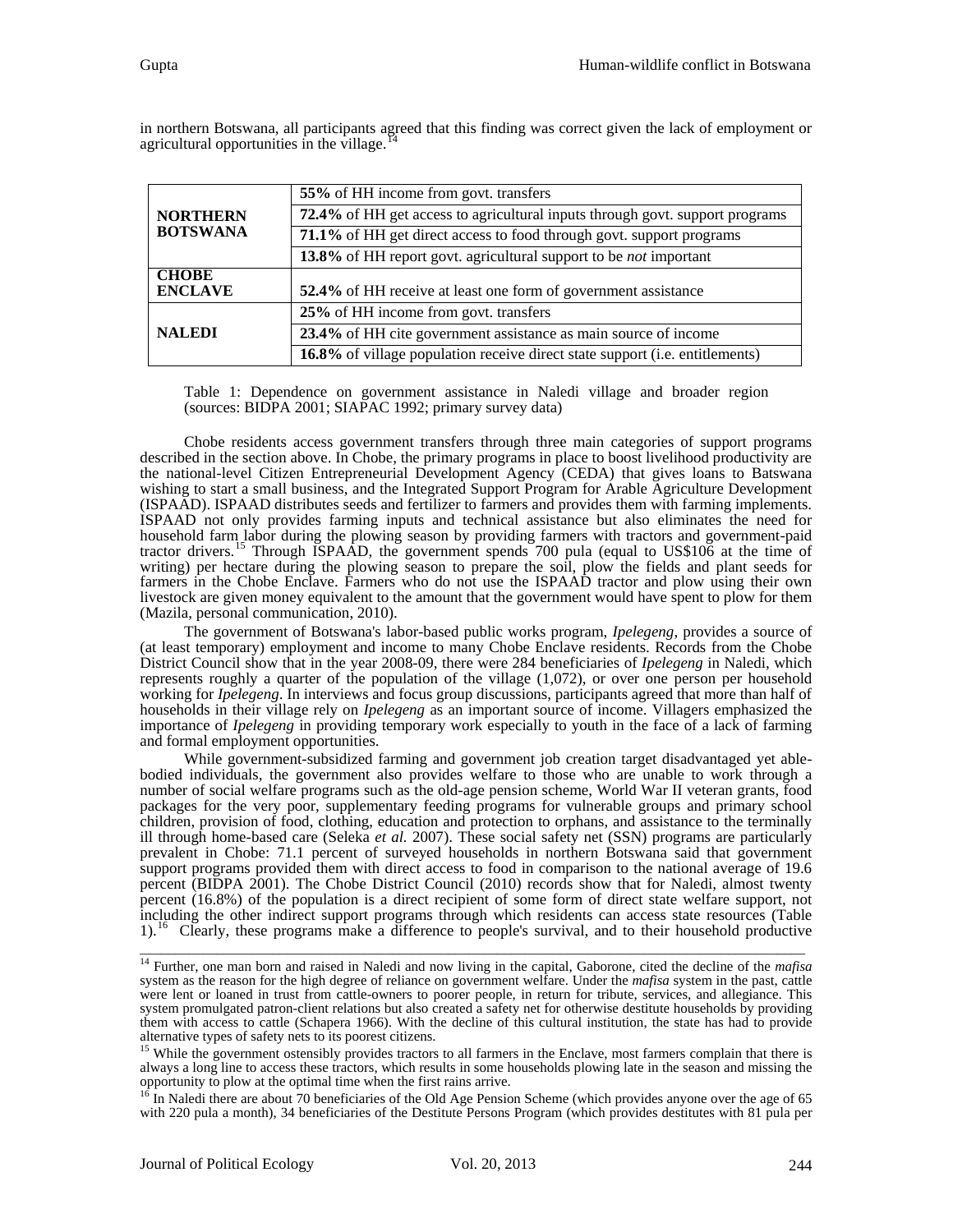in northern Botswana, all participants agreed that this finding was correct given the lack of employment or agricultural opportunities in the village.[14]

| | |
|---|---|
| **NORTHERN BOTSWANA** | **55%** of HH income from govt. transfers |
| | **72.4%** of HH get access to agricultural inputs through govt. support programs |
| | **71.1%** of HH get direct access to food through govt. support programs |
| | **13.8%** of HH report govt. agricultural support to be *not* important |
| **CHOBE ENCLAVE** | **52.4%** of HH receive at least one form of government assistance |
| **NALEDI** | **25%** of HH income from govt. transfers |
| | **23.4%** of HH cite government assistance as main source of income |
| | **16.8%** of village population receive direct state support (i.e. entitlements) |

Table 1: Dependence on government assistance in Naledi village and broader region (sources: BIDPA 2001; SIAPAC 1992; primary survey data)

Chobe residents access government transfers through three main categories of support programs described in the section above. In Chobe, the primary programs in place to boost livelihood productivity are the national-level Citizen Entrepreneurial Development Agency (CEDA) that gives loans to Batswana wishing to start a small business, and the Integrated Support Program for Arable Agriculture Development (ISPAAD). ISPAAD distributes seeds and fertilizer to farmers and provides them with farming implements. ISPAAD not only provides farming inputs and technical assistance but also eliminates the need for household farm labor during the plowing season by providing farmers with tractors and government-paid tractor drivers.[15] Through ISPAAD, the government spends 700 pula (equal to US$106 at the time of writing) per hectare during the plowing season to prepare the soil, plow the fields and plant seeds for farmers in the Chobe Enclave. Farmers who do not use the ISPAAD tractor and plow using their own livestock are given money equivalent to the amount that the government would have spent to plow for them (Mazila, personal communication, 2010).

The government of Botswana's labor-based public works program, *Ipelegeng*, provides a source of (at least temporary) employment and income to many Chobe Enclave residents. Records from the Chobe District Council show that in the year 2008-09, there were 284 beneficiaries of *Ipelegeng* in Naledi, which represents roughly a quarter of the population of the village (1,072), or over one person per household working for *Ipelegeng*. In interviews and focus group discussions, participants agreed that more than half of households in their village rely on *Ipelegeng* as an important source of income. Villagers emphasized the importance of *Ipelegeng* in providing temporary work especially to youth in the face of a lack of farming and formal employment opportunities.

While government-subsidized farming and government job creation target disadvantaged yet able-bodied individuals, the government also provides welfare to those who are unable to work through a number of social welfare programs such as the old-age pension scheme, World War II veteran grants, food packages for the very poor, supplementary feeding programs for vulnerable groups and primary school children, provision of food, clothing, education and protection to orphans, and assistance to the terminally ill through home-based care (Seleka *et al.* 2007). These social safety net (SSN) programs are particularly prevalent in Chobe: 71.1 percent of surveyed households in northern Botswana said that government support programs provided them with direct access to food in comparison to the national average of 19.6 percent (BIDPA 2001). The Chobe District Council (2010) records show that for Naledi, almost twenty percent (16.8%) of the population is a direct recipient of some form of direct state welfare support, not including the other indirect support programs through which residents can access state resources (Table 1).[16] Clearly, these programs make a difference to people's survival, and to their household productive

---

[14] Further, one man born and raised in Naledi and now living in the capital, Gaborone, cited the decline of the *mafisa* system as the reason for the high degree of reliance on government welfare. Under the *mafisa* system in the past, cattle were lent or loaned in trust from cattle-owners to poorer people, in return for tribute, services, and allegiance. This system promulgated patron-client relations but also created a safety net for otherwise destitute households by providing them with access to cattle (Schapera 1966). With the decline of this cultural institution, the state has had to provide alternative types of safety nets to its poorest citizens.

[15] While the government ostensibly provides tractors to all farmers in the Enclave, most farmers complain that there is always a long line to access these tractors, which results in some households plowing late in the season and missing the opportunity to plow at the optimal time when the first rains arrive.

[16] In Naledi there are about 70 beneficiaries of the Old Age Pension Scheme (which provides anyone over the age of 65 with 220 pula a month), 34 beneficiaries of the Destitute Persons Program (which provides destitutes with 81 pula per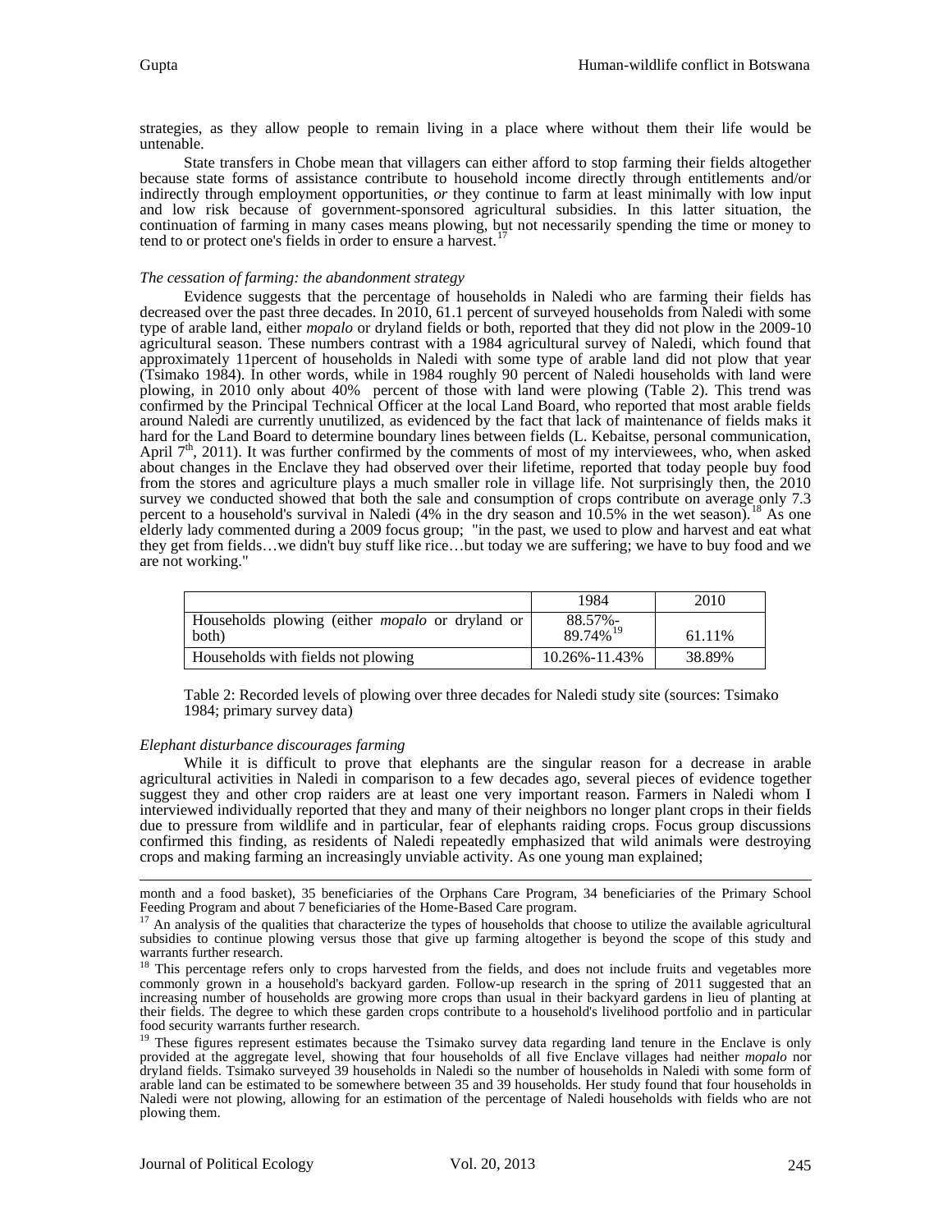strategies, as they allow people to remain living in a place where without them their life would be untenable.

State transfers in Chobe mean that villagers can either afford to stop farming their fields altogether because state forms of assistance contribute to household income directly through entitlements and/or indirectly through employment opportunities, *or* they continue to farm at least minimally with low input and low risk because of government-sponsored agricultural subsidies. In this latter situation, the continuation of farming in many cases means plowing, but not necessarily spending the time or money to tend to or protect one's fields in order to ensure a harvest.[17]

*The cessation of farming: the abandonment strategy*

Evidence suggests that the percentage of households in Naledi who are farming their fields has decreased over the past three decades. In 2010, 61.1 percent of surveyed households from Naledi with some type of arable land, either *mopalo* or dryland fields or both, reported that they did not plow in the 2009-10 agricultural season. These numbers contrast with a 1984 agricultural survey of Naledi, which found that approximately 11percent of households in Naledi with some type of arable land did not plow that year (Tsimako 1984). In other words, while in 1984 roughly 90 percent of Naledi households with land were plowing, in 2010 only about 40% percent of those with land were plowing (Table 2). This trend was confirmed by the Principal Technical Officer at the local Land Board, who reported that most arable fields around Naledi are currently unutilized, as evidenced by the fact that lack of maintenance of fields maks it hard for the Land Board to determine boundary lines between fields (L. Kebaitse, personal communication, April 7th, 2011). It was further confirmed by the comments of most of my interviewees, who, when asked about changes in the Enclave they had observed over their lifetime, reported that today people buy food from the stores and agriculture plays a much smaller role in village life. Not surprisingly then, the 2010 survey we conducted showed that both the sale and consumption of crops contribute on average only 7.3 percent to a household's survival in Naledi (4% in the dry season and 10.5% in the wet season).[18] As one elderly lady commented during a 2009 focus group; "in the past, we used to plow and harvest and eat what they get from fields…we didn't buy stuff like rice…but today we are suffering; we have to buy food and we are not working."

| | 1984 | 2010 |
|---|---|---|
| Households plowing (either *mopalo* or dryland or both) | 88.57%-89.74%[19] | 61.11% |
| Households with fields not plowing | 10.26%-11.43% | 38.89% |

Table 2: Recorded levels of plowing over three decades for Naledi study site (sources: Tsimako 1984; primary survey data)

*Elephant disturbance discourages farming*

While it is difficult to prove that elephants are the singular reason for a decrease in arable agricultural activities in Naledi in comparison to a few decades ago, several pieces of evidence together suggest they and other crop raiders are at least one very important reason. Farmers in Naledi whom I interviewed individually reported that they and many of their neighbors no longer plant crops in their fields due to pressure from wildlife and in particular, fear of elephants raiding crops. Focus group discussions confirmed this finding, as residents of Naledi repeatedly emphasized that wild animals were destroying crops and making farming an increasingly unviable activity. As one young man explained;

---

month and a food basket), 35 beneficiaries of the Orphans Care Program, 34 beneficiaries of the Primary School Feeding Program and about 7 beneficiaries of the Home-Based Care program.

[17] An analysis of the qualities that characterize the types of households that choose to utilize the available agricultural subsidies to continue plowing versus those that give up farming altogether is beyond the scope of this study and warrants further research.

[18] This percentage refers only to crops harvested from the fields, and does not include fruits and vegetables more commonly grown in a household's backyard garden. Follow-up research in the spring of 2011 suggested that an increasing number of households are growing more crops than usual in their backyard gardens in lieu of planting at their fields. The degree to which these garden crops contribute to a household's livelihood portfolio and in particular food security warrants further research.

[19] These figures represent estimates because the Tsimako survey data regarding land tenure in the Enclave is only provided at the aggregate level, showing that four households of all five Enclave villages had neither *mopalo* nor dryland fields. Tsimako surveyed 39 households in Naledi so the number of households in Naledi with some form of arable land can be estimated to be somewhere between 35 and 39 households. Her study found that four households in Naledi were not plowing, allowing for an estimation of the percentage of Naledi households with fields who are not plowing them.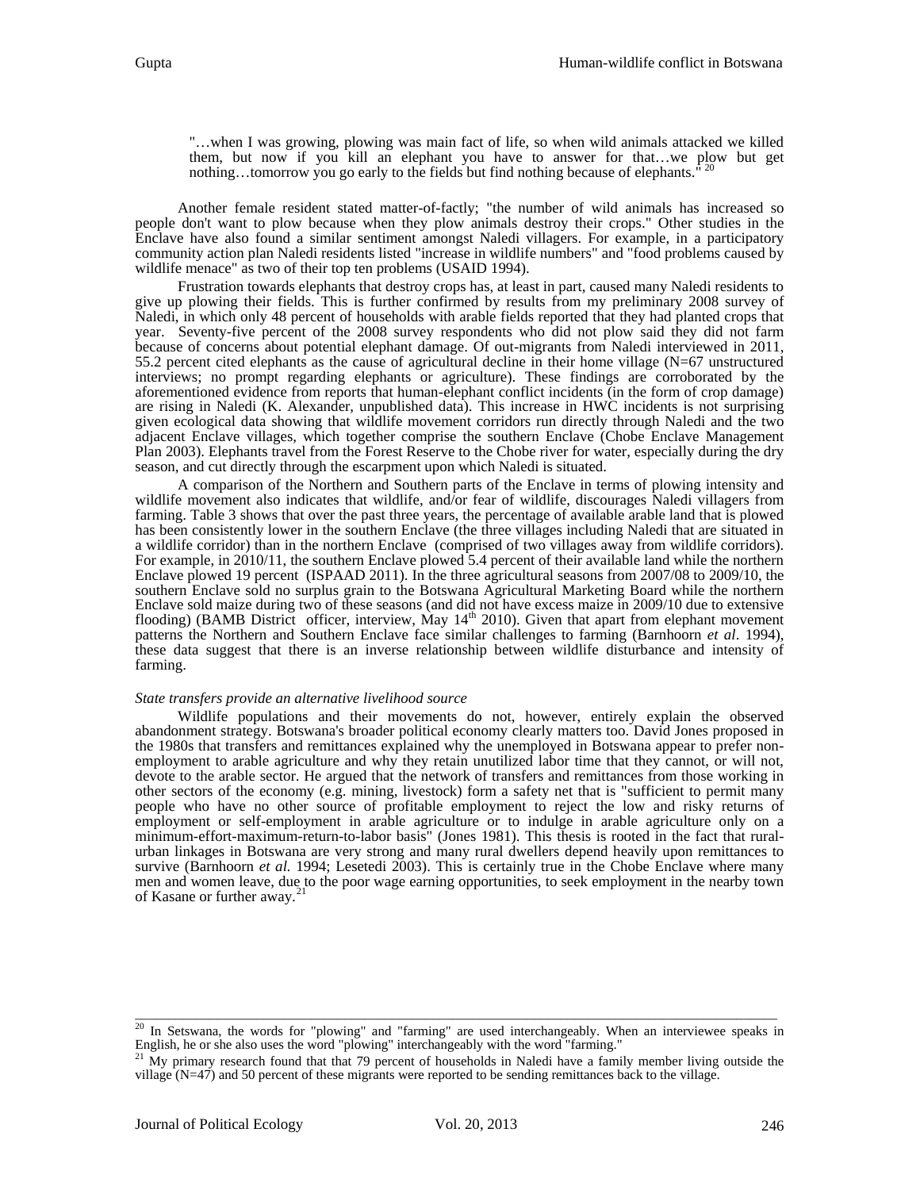> "…when I was growing, plowing was main fact of life, so when wild animals attacked we killed them, but now if you kill an elephant you have to answer for that…we plow but get nothing…tomorrow you go early to the fields but find nothing because of elephants."[20]

Another female resident stated matter-of-factly; "the number of wild animals has increased so people don't want to plow because when they plow animals destroy their crops." Other studies in the Enclave have also found a similar sentiment amongst Naledi villagers. For example, in a participatory community action plan Naledi residents listed "increase in wildlife numbers" and "food problems caused by wildlife menace" as two of their top ten problems (USAID 1994).

Frustration towards elephants that destroy crops has, at least in part, caused many Naledi residents to give up plowing their fields. This is further confirmed by results from my preliminary 2008 survey of Naledi, in which only 48 percent of households with arable fields reported that they had planted crops that year. Seventy-five percent of the 2008 survey respondents who did not plow said they did not farm because of concerns about potential elephant damage. Of out-migrants from Naledi interviewed in 2011, 55.2 percent cited elephants as the cause of agricultural decline in their home village (N=67 unstructured interviews; no prompt regarding elephants or agriculture). These findings are corroborated by the aforementioned evidence from reports that human-elephant conflict incidents (in the form of crop damage) are rising in Naledi (K. Alexander, unpublished data). This increase in HWC incidents is not surprising given ecological data showing that wildlife movement corridors run directly through Naledi and the two adjacent Enclave villages, which together comprise the southern Enclave (Chobe Enclave Management Plan 2003). Elephants travel from the Forest Reserve to the Chobe river for water, especially during the dry season, and cut directly through the escarpment upon which Naledi is situated.

A comparison of the Northern and Southern parts of the Enclave in terms of plowing intensity and wildlife movement also indicates that wildlife, and/or fear of wildlife, discourages Naledi villagers from farming. Table 3 shows that over the past three years, the percentage of available arable land that is plowed has been consistently lower in the southern Enclave (the three villages including Naledi that are situated in a wildlife corridor) than in the northern Enclave (comprised of two villages away from wildlife corridors). For example, in 2010/11, the southern Enclave plowed 5.4 percent of their available land while the northern Enclave plowed 19 percent (ISPAAD 2011). In the three agricultural seasons from 2007/08 to 2009/10, the southern Enclave sold no surplus grain to the Botswana Agricultural Marketing Board while the northern Enclave sold maize during two of these seasons (and did not have excess maize in 2009/10 due to extensive flooding) (BAMB District officer, interview, May 14th 2010). Given that apart from elephant movement patterns the Northern and Southern Enclave face similar challenges to farming (Barnhoorn *et al*. 1994), these data suggest that there is an inverse relationship between wildlife disturbance and intensity of farming.

*State transfers provide an alternative livelihood source*

Wildlife populations and their movements do not, however, entirely explain the observed abandonment strategy. Botswana's broader political economy clearly matters too. David Jones proposed in the 1980s that transfers and remittances explained why the unemployed in Botswana appear to prefer non-employment to arable agriculture and why they retain unutilized labor time that they cannot, or will not, devote to the arable sector. He argued that the network of transfers and remittances from those working in other sectors of the economy (e.g. mining, livestock) form a safety net that is "sufficient to permit many people who have no other source of profitable employment to reject the low and risky returns of employment or self-employment in arable agriculture or to indulge in arable agriculture only on a minimum-effort-maximum-return-to-labor basis" (Jones 1981). This thesis is rooted in the fact that rural-urban linkages in Botswana are very strong and many rural dwellers depend heavily upon remittances to survive (Barnhoorn *et al.* 1994; Lesetedi 2003). This is certainly true in the Chobe Enclave where many men and women leave, due to the poor wage earning opportunities, to seek employment in the nearby town of Kasane or further away.[21]

---

[20] In Setswana, the words for "plowing" and "farming" are used interchangeably. When an interviewee speaks in English, he or she also uses the word "plowing" interchangeably with the word "farming."

[21] My primary research found that that 79 percent of households in Naledi have a family member living outside the village (N=47) and 50 percent of these migrants were reported to be sending remittances back to the village.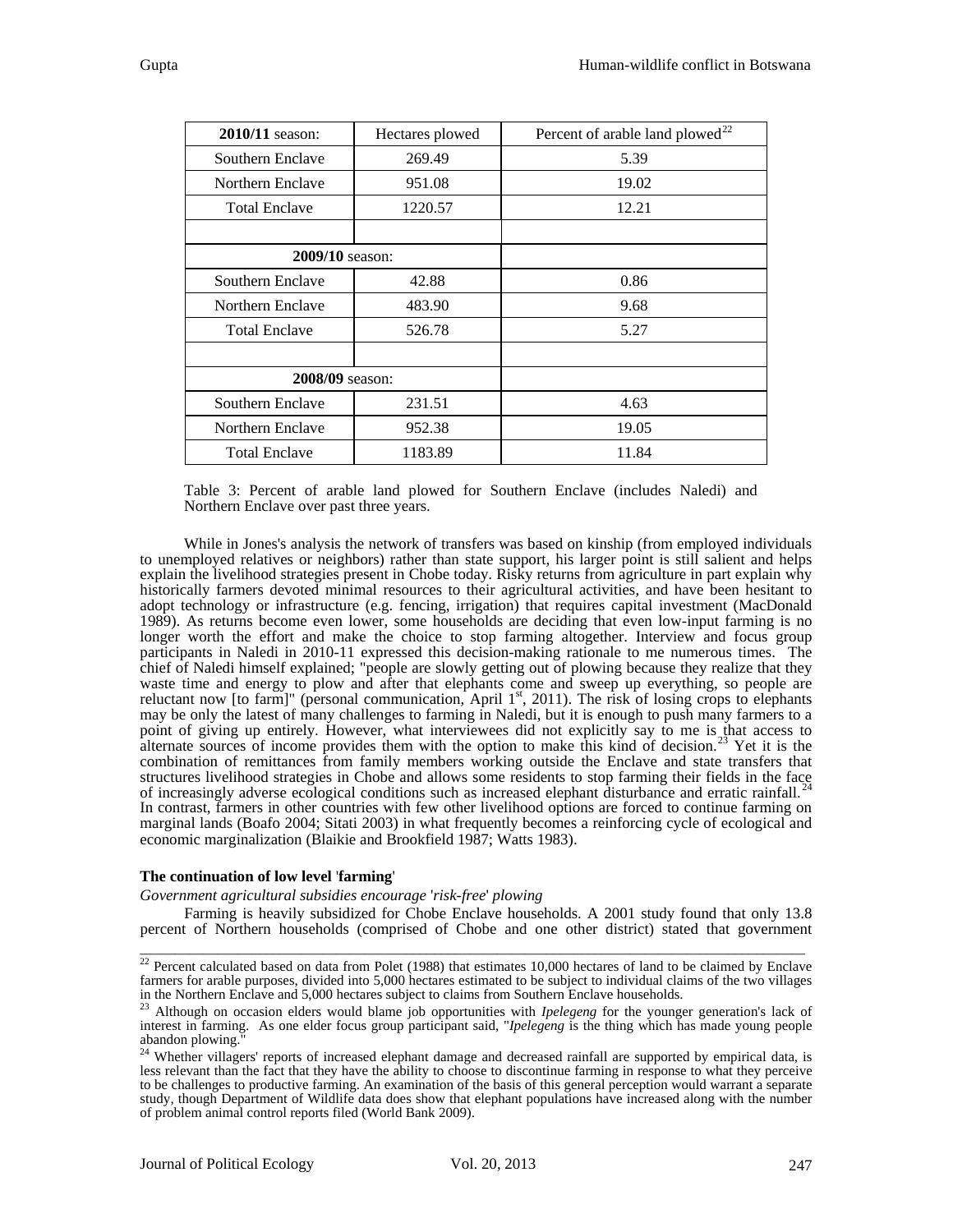| **2010/11** season: | Hectares plowed | Percent of arable land plowed[22] |
|---|---|---|
| Southern Enclave | 269.49 | 5.39 |
| Northern Enclave | 951.08 | 19.02 |
| Total Enclave | 1220.57 | 12.21 |
| | | |
| **2009/10** season: | | |
| Southern Enclave | 42.88 | 0.86 |
| Northern Enclave | 483.90 | 9.68 |
| Total Enclave | 526.78 | 5.27 |
| | | |
| **2008/09** season: | | |
| Southern Enclave | 231.51 | 4.63 |
| Northern Enclave | 952.38 | 19.05 |
| Total Enclave | 1183.89 | 11.84 |

Table 3: Percent of arable land plowed for Southern Enclave (includes Naledi) and Northern Enclave over past three years.

While in Jones's analysis the network of transfers was based on kinship (from employed individuals to unemployed relatives or neighbors) rather than state support, his larger point is still salient and helps explain the livelihood strategies present in Chobe today. Risky returns from agriculture in part explain why historically farmers devoted minimal resources to their agricultural activities, and have been hesitant to adopt technology or infrastructure (e.g. fencing, irrigation) that requires capital investment (MacDonald 1989). As returns become even lower, some households are deciding that even low-input farming is no longer worth the effort and make the choice to stop farming altogether. Interview and focus group participants in Naledi in 2010-11 expressed this decision-making rationale to me numerous times. The chief of Naledi himself explained; "people are slowly getting out of plowing because they realize that they waste time and energy to plow and after that elephants come and sweep up everything, so people are reluctant now [to farm]" (personal communication, April 1st, 2011). The risk of losing crops to elephants may be only the latest of many challenges to farming in Naledi, but it is enough to push many farmers to a point of giving up entirely. However, what interviewees did not explicitly say to me is that access to alternate sources of income provides them with the option to make this kind of decision.[23] Yet it is the combination of remittances from family members working outside the Enclave and state transfers that structures livelihood strategies in Chobe and allows some residents to stop farming their fields in the face of increasingly adverse ecological conditions such as increased elephant disturbance and erratic rainfall.[24] In contrast, farmers in other countries with few other livelihood options are forced to continue farming on marginal lands (Boafo 2004; Sitati 2003) in what frequently becomes a reinforcing cycle of ecological and economic marginalization (Blaikie and Brookfield 1987; Watts 1983).

### The continuation of low level 'farming'

*Government agricultural subsidies encourage 'risk-free' plowing*

Farming is heavily subsidized for Chobe Enclave households. A 2001 study found that only 13.8 percent of Northern households (comprised of Chobe and one other district) stated that government

---

[22] Percent calculated based on data from Polet (1988) that estimates 10,000 hectares of land to be claimed by Enclave farmers for arable purposes, divided into 5,000 hectares estimated to be subject to individual claims of the two villages in the Northern Enclave and 5,000 hectares subject to claims from Southern Enclave households.

[23] Although on occasion elders would blame job opportunities with *Ipelegeng* for the younger generation's lack of interest in farming. As one elder focus group participant said, "*Ipelegeng* is the thing which has made young people abandon plowing."

[24] Whether villagers' reports of increased elephant damage and decreased rainfall are supported by empirical data, is less relevant than the fact that they have the ability to choose to discontinue farming in response to what they perceive to be challenges to productive farming. An examination of the basis of this general perception would warrant a separate study, though Department of Wildlife data does show that elephant populations have increased along with the number of problem animal control reports filed (World Bank 2009).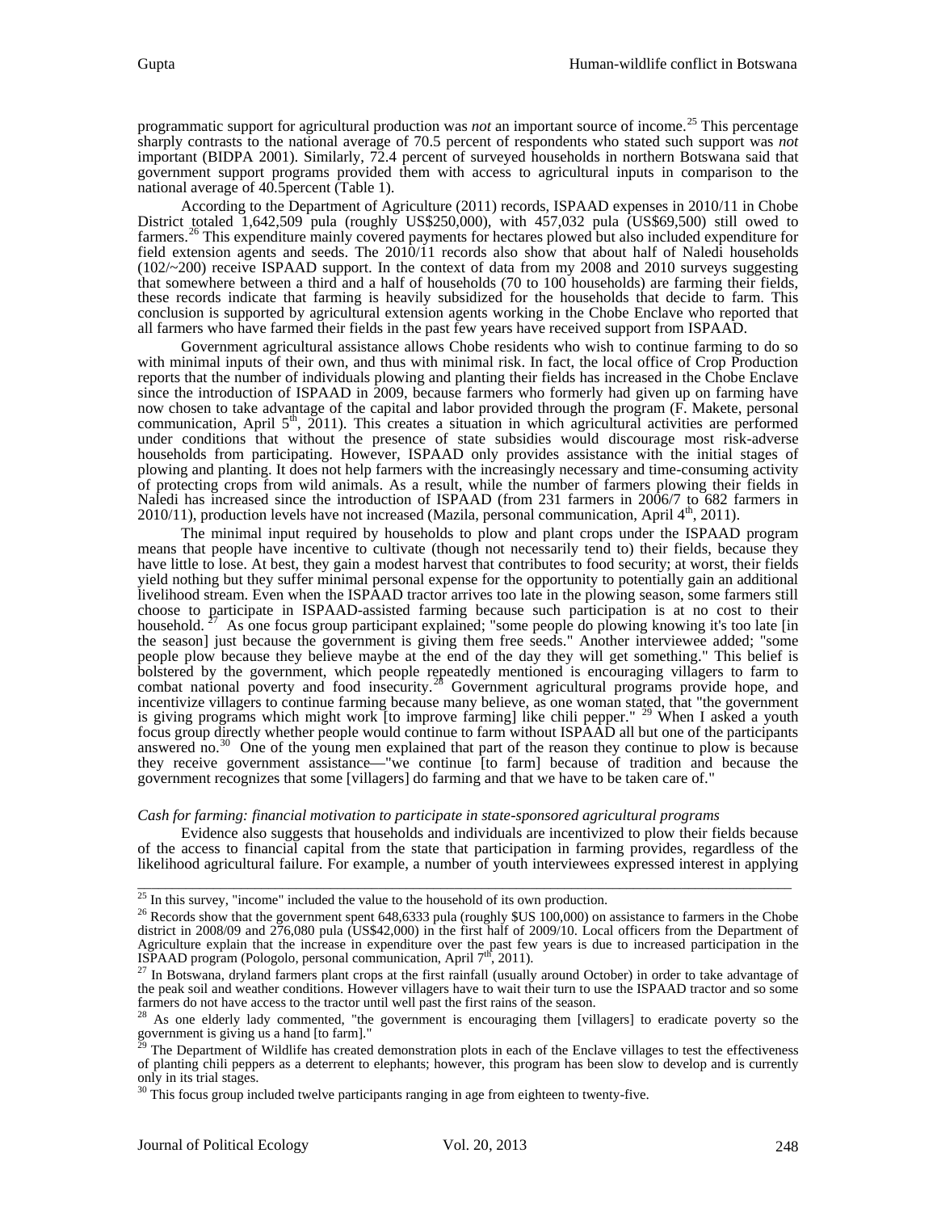programmatic support for agricultural production was *not* an important source of income.[25] This percentage sharply contrasts to the national average of 70.5 percent of respondents who stated such support was *not* important (BIDPA 2001). Similarly, 72.4 percent of surveyed households in northern Botswana said that government support programs provided them with access to agricultural inputs in comparison to the national average of 40.5percent (Table 1).

According to the Department of Agriculture (2011) records, ISPAAD expenses in 2010/11 in Chobe District totaled 1,642,509 pula (roughly US$250,000), with 457,032 pula (US$69,500) still owed to farmers.[26] This expenditure mainly covered payments for hectares plowed but also included expenditure for field extension agents and seeds. The 2010/11 records also show that about half of Naledi households (102/~200) receive ISPAAD support. In the context of data from my 2008 and 2010 surveys suggesting that somewhere between a third and a half of households (70 to 100 households) are farming their fields, these records indicate that farming is heavily subsidized for the households that decide to farm. This conclusion is supported by agricultural extension agents working in the Chobe Enclave who reported that all farmers who have farmed their fields in the past few years have received support from ISPAAD.

Government agricultural assistance allows Chobe residents who wish to continue farming to do so with minimal inputs of their own, and thus with minimal risk. In fact, the local office of Crop Production reports that the number of individuals plowing and planting their fields has increased in the Chobe Enclave since the introduction of ISPAAD in 2009, because farmers who formerly had given up on farming have now chosen to take advantage of the capital and labor provided through the program (F. Makete, personal communication, April 5th, 2011). This creates a situation in which agricultural activities are performed under conditions that without the presence of state subsidies would discourage most risk-adverse households from participating. However, ISPAAD only provides assistance with the initial stages of plowing and planting. It does not help farmers with the increasingly necessary and time-consuming activity of protecting crops from wild animals. As a result, while the number of farmers plowing their fields in Naledi has increased since the introduction of ISPAAD (from 231 farmers in 2006/7 to 682 farmers in 2010/11), production levels have not increased (Mazila, personal communication, April 4th, 2011).

The minimal input required by households to plow and plant crops under the ISPAAD program means that people have incentive to cultivate (though not necessarily tend to) their fields, because they have little to lose. At best, they gain a modest harvest that contributes to food security; at worst, their fields yield nothing but they suffer minimal personal expense for the opportunity to potentially gain an additional livelihood stream. Even when the ISPAAD tractor arrives too late in the plowing season, some farmers still choose to participate in ISPAAD-assisted farming because such participation is at no cost to their household.[27] As one focus group participant explained; "some people do plowing knowing it's too late [in the season] just because the government is giving them free seeds." Another interviewee added; "some people plow because they believe maybe at the end of the day they will get something." This belief is bolstered by the government, which people repeatedly mentioned is encouraging villagers to farm to combat national poverty and food insecurity.[28] Government agricultural programs provide hope, and incentivize villagers to continue farming because many believe, as one woman stated, that "the government is giving programs which might work [to improve farming] like chili pepper." [29] When I asked a youth focus group directly whether people would continue to farm without ISPAAD all but one of the participants answered no.[30] One of the young men explained that part of the reason they continue to plow is because they receive government assistance—"we continue [to farm] because of tradition and because the government recognizes that some [villagers] do farming and that we have to be taken care of."

*Cash for farming: financial motivation to participate in state-sponsored agricultural programs*

Evidence also suggests that households and individuals are incentivized to plow their fields because of the access to financial capital from the state that participation in farming provides, regardless of the likelihood agricultural failure. For example, a number of youth interviewees expressed interest in applying

---

[25] In this survey, "income" included the value to the household of its own production.

[26] Records show that the government spent 648,6333 pula (roughly $US 100,000) on assistance to farmers in the Chobe district in 2008/09 and 276,080 pula (US$42,000) in the first half of 2009/10. Local officers from the Department of Agriculture explain that the increase in expenditure over the past few years is due to increased participation in the ISPAAD program (Pologolo, personal communication, April 7th, 2011).

[27] In Botswana, dryland farmers plant crops at the first rainfall (usually around October) in order to take advantage of the peak soil and weather conditions. However villagers have to wait their turn to use the ISPAAD tractor and so some farmers do not have access to the tractor until well past the first rains of the season.

[28] As one elderly lady commented, "the government is encouraging them [villagers] to eradicate poverty so the government is giving us a hand [to farm]."

[29] The Department of Wildlife has created demonstration plots in each of the Enclave villages to test the effectiveness of planting chili peppers as a deterrent to elephants; however, this program has been slow to develop and is currently only in its trial stages.

[30] This focus group included twelve participants ranging in age from eighteen to twenty-five.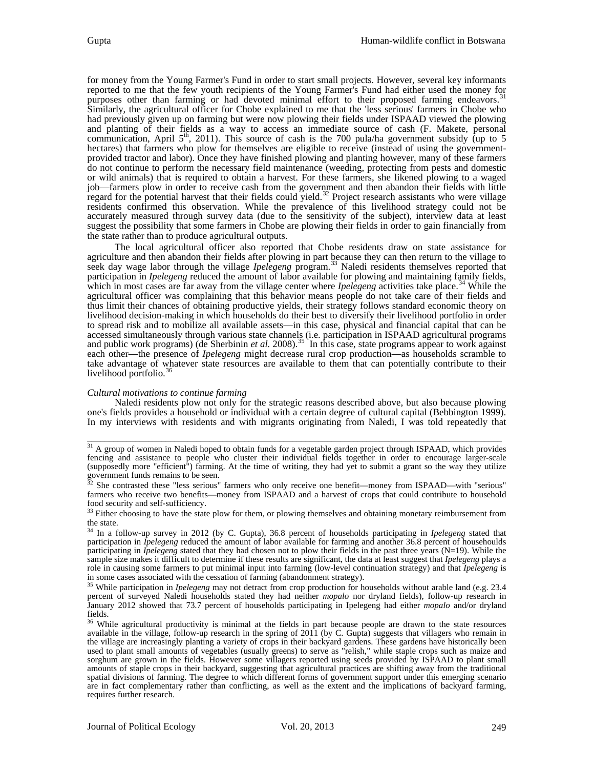for money from the Young Farmer's Fund in order to start small projects. However, several key informants reported to me that the few youth recipients of the Young Farmer's Fund had either used the money for purposes other than farming or had devoted minimal effort to their proposed farming endeavors.[31] Similarly, the agricultural officer for Chobe explained to me that the 'less serious' farmers in Chobe who had previously given up on farming but were now plowing their fields under ISPAAD viewed the plowing and planting of their fields as a way to access an immediate source of cash (F. Makete, personal communication, April 5th, 2011). This source of cash is the 700 pula/ha government subsidy (up to 5 hectares) that farmers who plow for themselves are eligible to receive (instead of using the government-provided tractor and labor). Once they have finished plowing and planting however, many of these farmers do not continue to perform the necessary field maintenance (weeding, protecting from pests and domestic or wild animals) that is required to obtain a harvest. For these farmers, she likened plowing to a waged job—farmers plow in order to receive cash from the government and then abandon their fields with little regard for the potential harvest that their fields could yield.[32] Project research assistants who were village residents confirmed this observation. While the prevalence of this livelihood strategy could not be accurately measured through survey data (due to the sensitivity of the subject), interview data at least suggest the possibility that some farmers in Chobe are plowing their fields in order to gain financially from the state rather than to produce agricultural outputs.

The local agricultural officer also reported that Chobe residents draw on state assistance for agriculture and then abandon their fields after plowing in part because they can then return to the village to seek day wage labor through the village *Ipelegeng* program.[33] Naledi residents themselves reported that participation in *Ipelegeng* reduced the amount of labor available for plowing and maintaining family fields, which in most cases are far away from the village center where *Ipelegeng* activities take place.[34] While the agricultural officer was complaining that this behavior means people do not take care of their fields and thus limit their chances of obtaining productive yields, their strategy follows standard economic theory on livelihood decision-making in which households do their best to diversify their livelihood portfolio in order to spread risk and to mobilize all available assets—in this case, physical and financial capital that can be accessed simultaneously through various state channels (i.e. participation in ISPAAD agricultural programs and public work programs) (de Sherbinin *et al.* 2008).[35] In this case, state programs appear to work against each other—the presence of *Ipelegeng* might decrease rural crop production—as households scramble to take advantage of whatever state resources are available to them that can potentially contribute to their livelihood portfolio.[36]

*Cultural motivations to continue farming*

Naledi residents plow not only for the strategic reasons described above, but also because plowing one's fields provides a household or individual with a certain degree of cultural capital (Bebbington 1999). In my interviews with residents and with migrants originating from Naledi, I was told repeatedly that

---

[31] A group of women in Naledi hoped to obtain funds for a vegetable garden project through ISPAAD, which provides fencing and assistance to people who cluster their individual fields together in order to encourage larger-scale (supposedly more "efficient") farming. At the time of writing, they had yet to submit a grant so the way they utilize government funds remains to be seen.

[32] She contrasted these "less serious" farmers who only receive one benefit—money from ISPAAD—with "serious" farmers who receive two benefits—money from ISPAAD and a harvest of crops that could contribute to household food security and self-sufficiency.

[33] Either choosing to have the state plow for them, or plowing themselves and obtaining monetary reimbursement from the state.

[34] In a follow-up survey in 2012 (by C. Gupta), 36.8 percent of households participating in *Ipelegeng* stated that participation in *Ipelegeng* reduced the amount of labor available for farming and another 36.8 percent of househoulds participating in *Ipelegeng* stated that they had chosen not to plow their fields in the past three years (N=19). While the sample size makes it difficult to determine if these results are significant, the data at least suggest that *Ipelegeng* plays a role in causing some farmers to put minimal input into farming (low-level continuation strategy) and that *Ipelegeng* is in some cases associated with the cessation of farming (abandonment strategy).

[35] While participation in *Ipelegeng* may not detract from crop production for households without arable land (e.g. 23.4 percent of surveyed Naledi households stated they had neither *mopalo* nor dryland fields), follow-up research in January 2012 showed that 73.7 percent of households participating in Ipelegeng had either *mopalo* and/or dryland fields.

[36] While agricultural productivity is minimal at the fields in part because people are drawn to the state resources available in the village, follow-up research in the spring of 2011 (by C. Gupta) suggests that villagers who remain in the village are increasingly planting a variety of crops in their backyard gardens. These gardens have historically been used to plant small amounts of vegetables (usually greens) to serve as "relish," while staple crops such as maize and sorghum are grown in the fields. However some villagers reported using seeds provided by ISPAAD to plant small amounts of staple crops in their backyard, suggesting that agricultural practices are shifting away from the traditional spatial divisions of farming. The degree to which different forms of government support under this emerging scenario are in fact complementary rather than conflicting, as well as the extent and the implications of backyard farming, requires further research.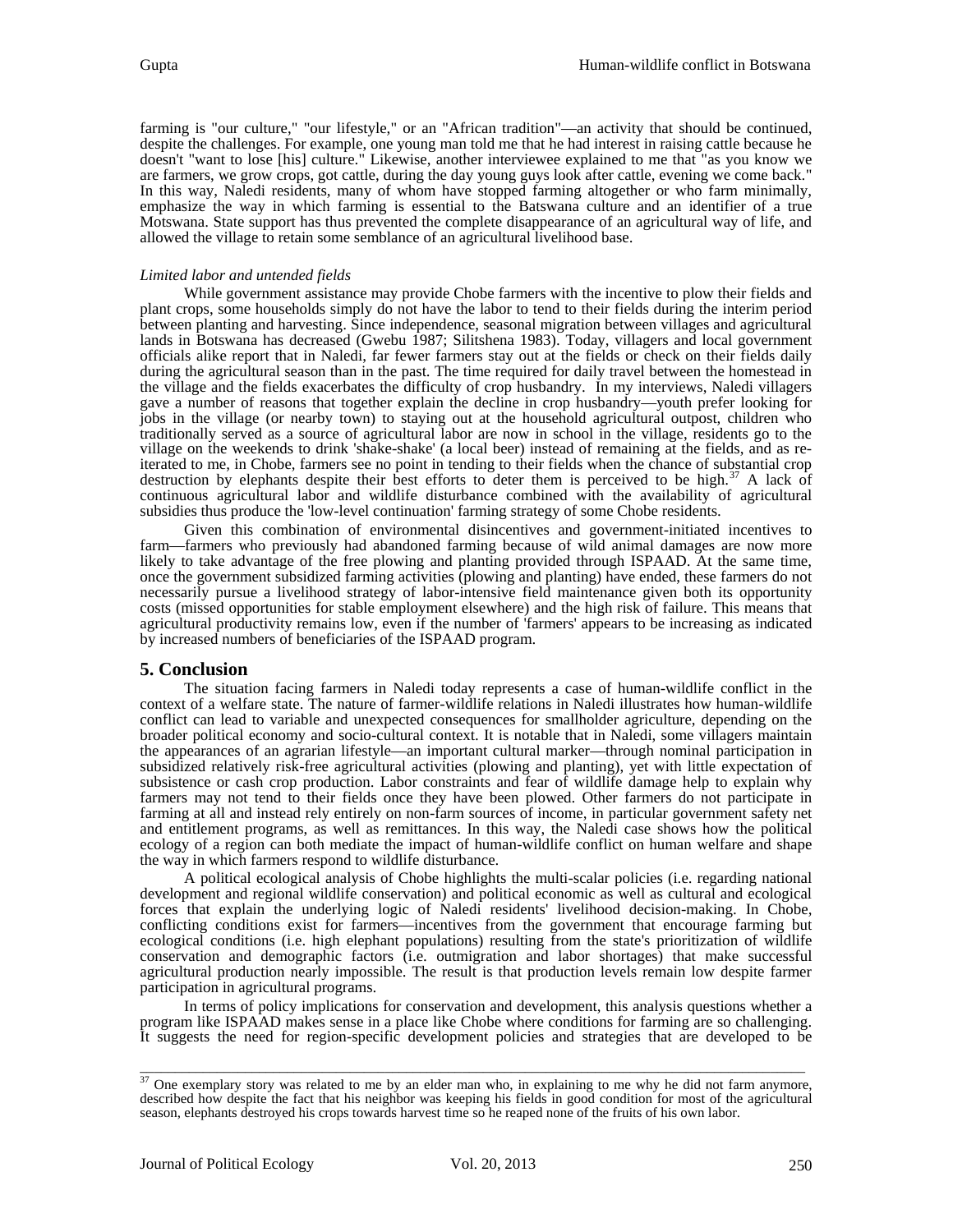farming is "our culture," "our lifestyle," or an "African tradition"—an activity that should be continued, despite the challenges. For example, one young man told me that he had interest in raising cattle because he doesn't "want to lose [his] culture." Likewise, another interviewee explained to me that "as you know we are farmers, we grow crops, got cattle, during the day young guys look after cattle, evening we come back." In this way, Naledi residents, many of whom have stopped farming altogether or who farm minimally, emphasize the way in which farming is essential to the Batswana culture and an identifier of a true Motswana. State support has thus prevented the complete disappearance of an agricultural way of life, and allowed the village to retain some semblance of an agricultural livelihood base.

*Limited labor and untended fields*

While government assistance may provide Chobe farmers with the incentive to plow their fields and plant crops, some households simply do not have the labor to tend to their fields during the interim period between planting and harvesting. Since independence, seasonal migration between villages and agricultural lands in Botswana has decreased (Gwebu 1987; Silitshena 1983). Today, villagers and local government officials alike report that in Naledi, far fewer farmers stay out at the fields or check on their fields daily during the agricultural season than in the past. The time required for daily travel between the homestead in the village and the fields exacerbates the difficulty of crop husbandry. In my interviews, Naledi villagers gave a number of reasons that together explain the decline in crop husbandry—youth prefer looking for jobs in the village (or nearby town) to staying out at the household agricultural outpost, children who traditionally served as a source of agricultural labor are now in school in the village, residents go to the village on the weekends to drink 'shake-shake' (a local beer) instead of remaining at the fields, and as re-iterated to me, in Chobe, farmers see no point in tending to their fields when the chance of substantial crop destruction by elephants despite their best efforts to deter them is perceived to be high.[37] A lack of continuous agricultural labor and wildlife disturbance combined with the availability of agricultural subsidies thus produce the 'low-level continuation' farming strategy of some Chobe residents.

Given this combination of environmental disincentives and government-initiated incentives to farm—farmers who previously had abandoned farming because of wild animal damages are now more likely to take advantage of the free plowing and planting provided through ISPAAD. At the same time, once the government subsidized farming activities (plowing and planting) have ended, these farmers do not necessarily pursue a livelihood strategy of labor-intensive field maintenance given both its opportunity costs (missed opportunities for stable employment elsewhere) and the high risk of failure. This means that agricultural productivity remains low, even if the number of 'farmers' appears to be increasing as indicated by increased numbers of beneficiaries of the ISPAAD program.

## 5. Conclusion

The situation facing farmers in Naledi today represents a case of human-wildlife conflict in the context of a welfare state. The nature of farmer-wildlife relations in Naledi illustrates how human-wildlife conflict can lead to variable and unexpected consequences for smallholder agriculture, depending on the broader political economy and socio-cultural context. It is notable that in Naledi, some villagers maintain the appearances of an agrarian lifestyle—an important cultural marker—through nominal participation in subsidized relatively risk-free agricultural activities (plowing and planting), yet with little expectation of subsistence or cash crop production. Labor constraints and fear of wildlife damage help to explain why farmers may not tend to their fields once they have been plowed. Other farmers do not participate in farming at all and instead rely entirely on non-farm sources of income, in particular government safety net and entitlement programs, as well as remittances. In this way, the Naledi case shows how the political ecology of a region can both mediate the impact of human-wildlife conflict on human welfare and shape the way in which farmers respond to wildlife disturbance.

A political ecological analysis of Chobe highlights the multi-scalar policies (i.e. regarding national development and regional wildlife conservation) and political economic as well as cultural and ecological forces that explain the underlying logic of Naledi residents' livelihood decision-making. In Chobe, conflicting conditions exist for farmers—incentives from the government that encourage farming but ecological conditions (i.e. high elephant populations) resulting from the state's prioritization of wildlife conservation and demographic factors (i.e. outmigration and labor shortages) that make successful agricultural production nearly impossible. The result is that production levels remain low despite farmer participation in agricultural programs.

In terms of policy implications for conservation and development, this analysis questions whether a program like ISPAAD makes sense in a place like Chobe where conditions for farming are so challenging. It suggests the need for region-specific development policies and strategies that are developed to be

---

[37] One exemplary story was related to me by an elder man who, in explaining to me why he did not farm anymore, described how despite the fact that his neighbor was keeping his fields in good condition for most of the agricultural season, elephants destroyed his crops towards harvest time so he reaped none of the fruits of his own labor.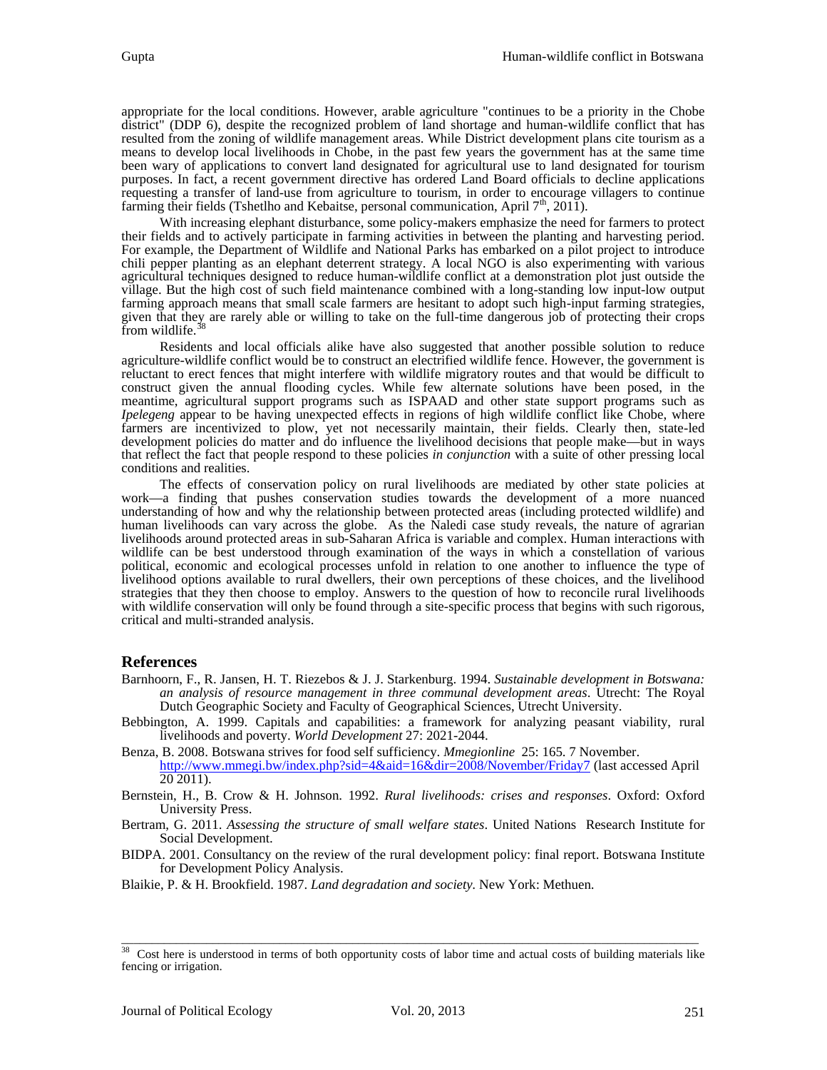appropriate for the local conditions. However, arable agriculture "continues to be a priority in the Chobe district" (DDP 6), despite the recognized problem of land shortage and human-wildlife conflict that has resulted from the zoning of wildlife management areas. While District development plans cite tourism as a means to develop local livelihoods in Chobe, in the past few years the government has at the same time been wary of applications to convert land designated for agricultural use to land designated for tourism purposes. In fact, a recent government directive has ordered Land Board officials to decline applications requesting a transfer of land-use from agriculture to tourism, in order to encourage villagers to continue farming their fields (Tshetlho and Kebaitse, personal communication, April 7th, 2011).

With increasing elephant disturbance, some policy-makers emphasize the need for farmers to protect their fields and to actively participate in farming activities in between the planting and harvesting period. For example, the Department of Wildlife and National Parks has embarked on a pilot project to introduce chili pepper planting as an elephant deterrent strategy. A local NGO is also experimenting with various agricultural techniques designed to reduce human-wildlife conflict at a demonstration plot just outside the village. But the high cost of such field maintenance combined with a long-standing low input-low output farming approach means that small scale farmers are hesitant to adopt such high-input farming strategies, given that they are rarely able or willing to take on the full-time dangerous job of protecting their crops from wildlife.[38]

Residents and local officials alike have also suggested that another possible solution to reduce agriculture-wildlife conflict would be to construct an electrified wildlife fence. However, the government is reluctant to erect fences that might interfere with wildlife migratory routes and that would be difficult to construct given the annual flooding cycles. While few alternate solutions have been posed, in the meantime, agricultural support programs such as ISPAAD and other state support programs such as *Ipelegeng* appear to be having unexpected effects in regions of high wildlife conflict like Chobe, where farmers are incentivized to plow, yet not necessarily maintain, their fields. Clearly then, state-led development policies do matter and do influence the livelihood decisions that people make—but in ways that reflect the fact that people respond to these policies *in conjunction* with a suite of other pressing local conditions and realities.

The effects of conservation policy on rural livelihoods are mediated by other state policies at work—a finding that pushes conservation studies towards the development of a more nuanced understanding of how and why the relationship between protected areas (including protected wildlife) and human livelihoods can vary across the globe. As the Naledi case study reveals, the nature of agrarian livelihoods around protected areas in sub-Saharan Africa is variable and complex. Human interactions with wildlife can be best understood through examination of the ways in which a constellation of various political, economic and ecological processes unfold in relation to one another to influence the type of livelihood options available to rural dwellers, their own perceptions of these choices, and the livelihood strategies that they then choose to employ. Answers to the question of how to reconcile rural livelihoods with wildlife conservation will only be found through a site-specific process that begins with such rigorous, critical and multi-stranded analysis.

## References

Barnhoorn, F., R. Jansen, H. T. Riezebos & J. J. Starkenburg. 1994. *Sustainable development in Botswana: an analysis of resource management in three communal development areas*. Utrecht: The Royal Dutch Geographic Society and Faculty of Geographical Sciences, Utrecht University.

Bebbington, A. 1999. Capitals and capabilities: a framework for analyzing peasant viability, rural livelihoods and poverty. *World Development* 27: 2021-2044.

Benza, B. 2008. Botswana strives for food self sufficiency. *Mmegionline* 25: 165. 7 November. http://www.mmegi.bw/index.php?sid=4&aid=16&dir=2008/November/Friday7 (last accessed April 20 2011).

Bernstein, H., B. Crow & H. Johnson. 1992. *Rural livelihoods: crises and responses*. Oxford: Oxford University Press.

Bertram, G. 2011. *Assessing the structure of small welfare states*. United Nations Research Institute for Social Development.

BIDPA. 2001. Consultancy on the review of the rural development policy: final report. Botswana Institute for Development Policy Analysis.

Blaikie, P. & H. Brookfield. 1987. *Land degradation and society.* New York: Methuen.

---

[38] Cost here is understood in terms of both opportunity costs of labor time and actual costs of building materials like fencing or irrigation.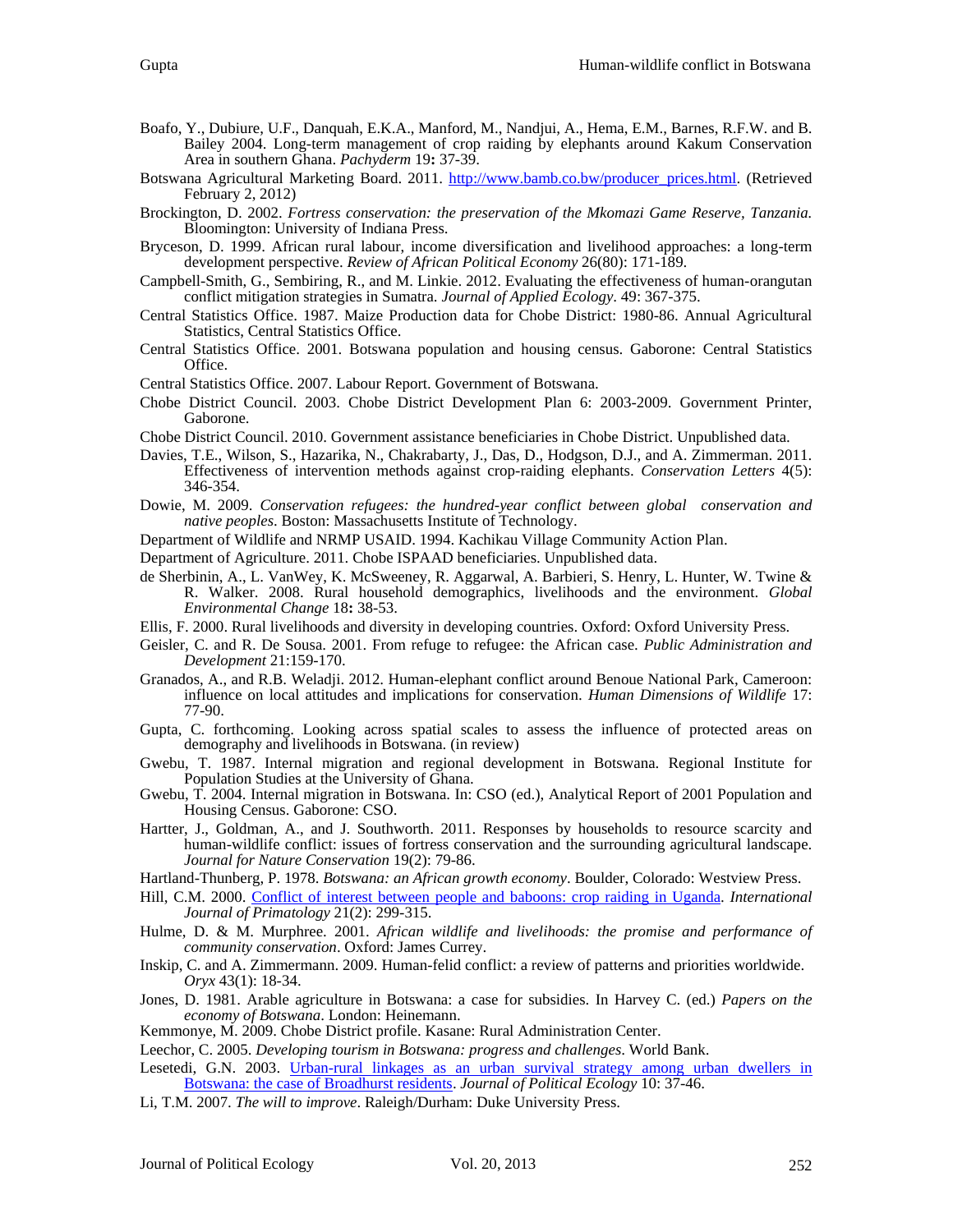Boafo, Y., Dubiure, U.F., Danquah, E.K.A., Manford, M., Nandjui, A., Hema, E.M., Barnes, R.F.W. and B. Bailey 2004. Long-term management of crop raiding by elephants around Kakum Conservation Area in southern Ghana. *Pachyderm* 19**:** 37-39.

Botswana Agricultural Marketing Board. 2011. http://www.bamb.co.bw/producer_prices.html. (Retrieved February 2, 2012)

Brockington, D. 2002. *Fortress conservation: the preservation of the Mkomazi Game Reserve, Tanzania.* Bloomington: University of Indiana Press.

Bryceson, D. 1999. African rural labour, income diversification and livelihood approaches: a long-term development perspective. *Review of African Political Economy* 26(80): 171-189.

Campbell-Smith, G., Sembiring, R., and M. Linkie. 2012. Evaluating the effectiveness of human-orangutan conflict mitigation strategies in Sumatra. *Journal of Applied Ecology*. 49: 367-375.

Central Statistics Office. 1987. Maize Production data for Chobe District: 1980-86. Annual Agricultural Statistics, Central Statistics Office.

Central Statistics Office. 2001. Botswana population and housing census. Gaborone: Central Statistics Office.

Central Statistics Office. 2007. Labour Report. Government of Botswana.

Chobe District Council. 2003. Chobe District Development Plan 6: 2003-2009. Government Printer, Gaborone.

Chobe District Council. 2010. Government assistance beneficiaries in Chobe District. Unpublished data.

Davies, T.E., Wilson, S., Hazarika, N., Chakrabarty, J., Das, D., Hodgson, D.J., and A. Zimmerman. 2011. Effectiveness of intervention methods against crop-raiding elephants. *Conservation Letters* 4(5): 346-354.

Dowie, M. 2009. *Conservation refugees: the hundred-year conflict between global conservation and native peoples*. Boston: Massachusetts Institute of Technology.

Department of Wildlife and NRMP USAID. 1994. Kachikau Village Community Action Plan.

Department of Agriculture. 2011. Chobe ISPAAD beneficiaries. Unpublished data.

de Sherbinin, A., L. VanWey, K. McSweeney, R. Aggarwal, A. Barbieri, S. Henry, L. Hunter, W. Twine & R. Walker. 2008. Rural household demographics, livelihoods and the environment. *Global Environmental Change* 18**:** 38-53.

Ellis, F. 2000. Rural livelihoods and diversity in developing countries. Oxford: Oxford University Press.

Geisler, C. and R. De Sousa. 2001. From refuge to refugee: the African case. *Public Administration and Development* 21:159-170.

Granados, A., and R.B. Weladji. 2012. Human-elephant conflict around Benoue National Park, Cameroon: influence on local attitudes and implications for conservation. *Human Dimensions of Wildlife* 17: 77-90.

Gupta, C. forthcoming. Looking across spatial scales to assess the influence of protected areas on demography and livelihoods in Botswana. (in review)

Gwebu, T. 1987. Internal migration and regional development in Botswana. Regional Institute for Population Studies at the University of Ghana.

Gwebu, T. 2004. Internal migration in Botswana. In: CSO (ed.), Analytical Report of 2001 Population and Housing Census. Gaborone: CSO.

Hartter, J., Goldman, A., and J. Southworth. 2011. Responses by households to resource scarcity and human-wildlife conflict: issues of fortress conservation and the surrounding agricultural landscape. *Journal for Nature Conservation* 19(2): 79-86.

Hartland-Thunberg, P. 1978. *Botswana: an African growth economy*. Boulder, Colorado: Westview Press.

Hill, C.M. 2000. Conflict of interest between people and baboons: crop raiding in Uganda. *International Journal of Primatology* 21(2): 299-315.

Hulme, D. & M. Murphree. 2001. *African wildlife and livelihoods: the promise and performance of community conservation*. Oxford: James Currey.

Inskip, C. and A. Zimmermann. 2009. Human-felid conflict: a review of patterns and priorities worldwide. *Oryx* 43(1): 18-34.

Jones, D. 1981. Arable agriculture in Botswana: a case for subsidies. In Harvey C. (ed.) *Papers on the economy of Botswana*. London: Heinemann.

Kemmonye, M. 2009. Chobe District profile. Kasane: Rural Administration Center.

Leechor, C. 2005. *Developing tourism in Botswana: progress and challenges*. World Bank.

Lesetedi, G.N. 2003. Urban-rural linkages as an urban survival strategy among urban dwellers in Botswana: the case of Broadhurst residents. *Journal of Political Ecology* 10: 37-46.

Li, T.M. 2007. *The will to improve*. Raleigh/Durham: Duke University Press.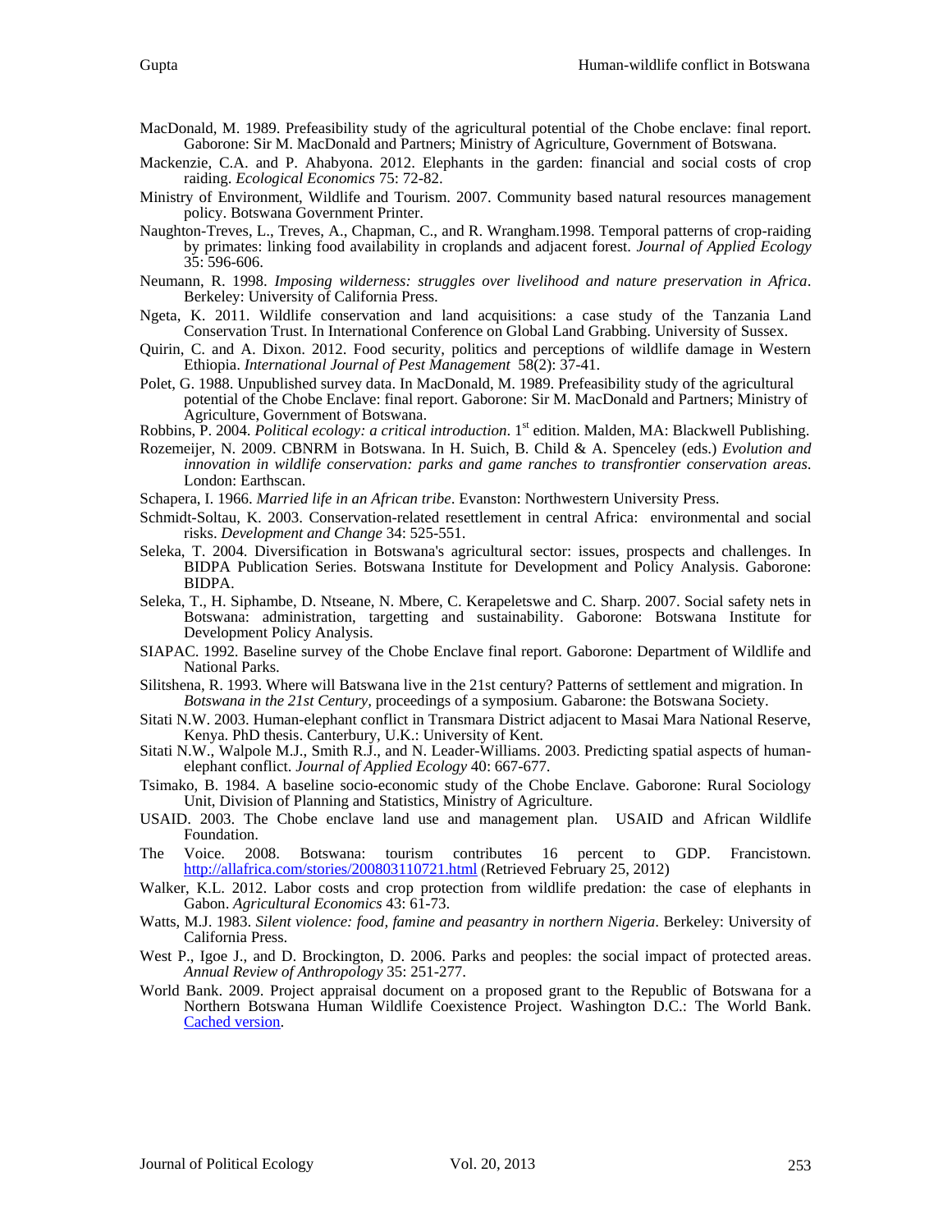MacDonald, M. 1989. Prefeasibility study of the agricultural potential of the Chobe enclave: final report. Gaborone: Sir M. MacDonald and Partners; Ministry of Agriculture, Government of Botswana.

Mackenzie, C.A. and P. Ahabyona. 2012. Elephants in the garden: financial and social costs of crop raiding. *Ecological Economics* 75: 72-82.

Ministry of Environment, Wildlife and Tourism. 2007. Community based natural resources management policy. Botswana Government Printer.

Naughton-Treves, L., Treves, A., Chapman, C., and R. Wrangham.1998. Temporal patterns of crop-raiding by primates: linking food availability in croplands and adjacent forest. *Journal of Applied Ecology* 35: 596-606.

Neumann, R. 1998. *Imposing wilderness: struggles over livelihood and nature preservation in Africa*. Berkeley: University of California Press.

Ngeta, K. 2011. Wildlife conservation and land acquisitions: a case study of the Tanzania Land Conservation Trust. In International Conference on Global Land Grabbing. University of Sussex.

Quirin, C. and A. Dixon. 2012. Food security, politics and perceptions of wildlife damage in Western Ethiopia. *International Journal of Pest Management* 58(2): 37-41.

Polet, G. 1988. Unpublished survey data. In MacDonald, M. 1989. Prefeasibility study of the agricultural potential of the Chobe Enclave: final report. Gaborone: Sir M. MacDonald and Partners; Ministry of Agriculture, Government of Botswana.

Robbins, P. 2004. *Political ecology: a critical introduction*. 1st edition. Malden, MA: Blackwell Publishing.

Rozemeijer, N. 2009. CBNRM in Botswana. In H. Suich, B. Child & A. Spenceley (eds.) *Evolution and innovation in wildlife conservation: parks and game ranches to transfrontier conservation areas*. London: Earthscan.

Schapera, I. 1966. *Married life in an African tribe*. Evanston: Northwestern University Press.

Schmidt-Soltau, K. 2003. Conservation-related resettlement in central Africa: environmental and social risks. *Development and Change* 34: 525-551.

Seleka, T. 2004. Diversification in Botswana's agricultural sector: issues, prospects and challenges. In BIDPA Publication Series. Botswana Institute for Development and Policy Analysis. Gaborone: BIDPA.

Seleka, T., H. Siphambe, D. Ntseane, N. Mbere, C. Kerapeletswe and C. Sharp. 2007. Social safety nets in Botswana: administration, targetting and sustainability. Gaborone: Botswana Institute for Development Policy Analysis.

SIAPAC. 1992. Baseline survey of the Chobe Enclave final report. Gaborone: Department of Wildlife and National Parks.

Silitshena, R. 1993. Where will Batswana live in the 21st century? Patterns of settlement and migration. In *Botswana in the 21st Century*, proceedings of a symposium. Gabarone: the Botswana Society.

Sitati N.W. 2003. Human-elephant conflict in Transmara District adjacent to Masai Mara National Reserve, Kenya. PhD thesis. Canterbury, U.K.: University of Kent.

Sitati N.W., Walpole M.J., Smith R.J., and N. Leader-Williams. 2003. Predicting spatial aspects of human-elephant conflict. *Journal of Applied Ecology* 40: 667-677.

Tsimako, B. 1984. A baseline socio-economic study of the Chobe Enclave. Gaborone: Rural Sociology Unit, Division of Planning and Statistics, Ministry of Agriculture.

USAID. 2003. The Chobe enclave land use and management plan. USAID and African Wildlife Foundation.

The Voice. 2008. Botswana: tourism contributes 16 percent to GDP. Francistown. http://allafrica.com/stories/200803110721.html (Retrieved February 25, 2012)

Walker, K.L. 2012. Labor costs and crop protection from wildlife predation: the case of elephants in Gabon. *Agricultural Economics* 43: 61-73.

Watts, M.J. 1983. *Silent violence: food, famine and peasantry in northern Nigeria*. Berkeley: University of California Press.

West P., Igoe J., and D. Brockington, D. 2006. Parks and peoples: the social impact of protected areas. *Annual Review of Anthropology* 35: 251-277.

World Bank. 2009. Project appraisal document on a proposed grant to the Republic of Botswana for a Northern Botswana Human Wildlife Coexistence Project. Washington D.C.: The World Bank. Cached version.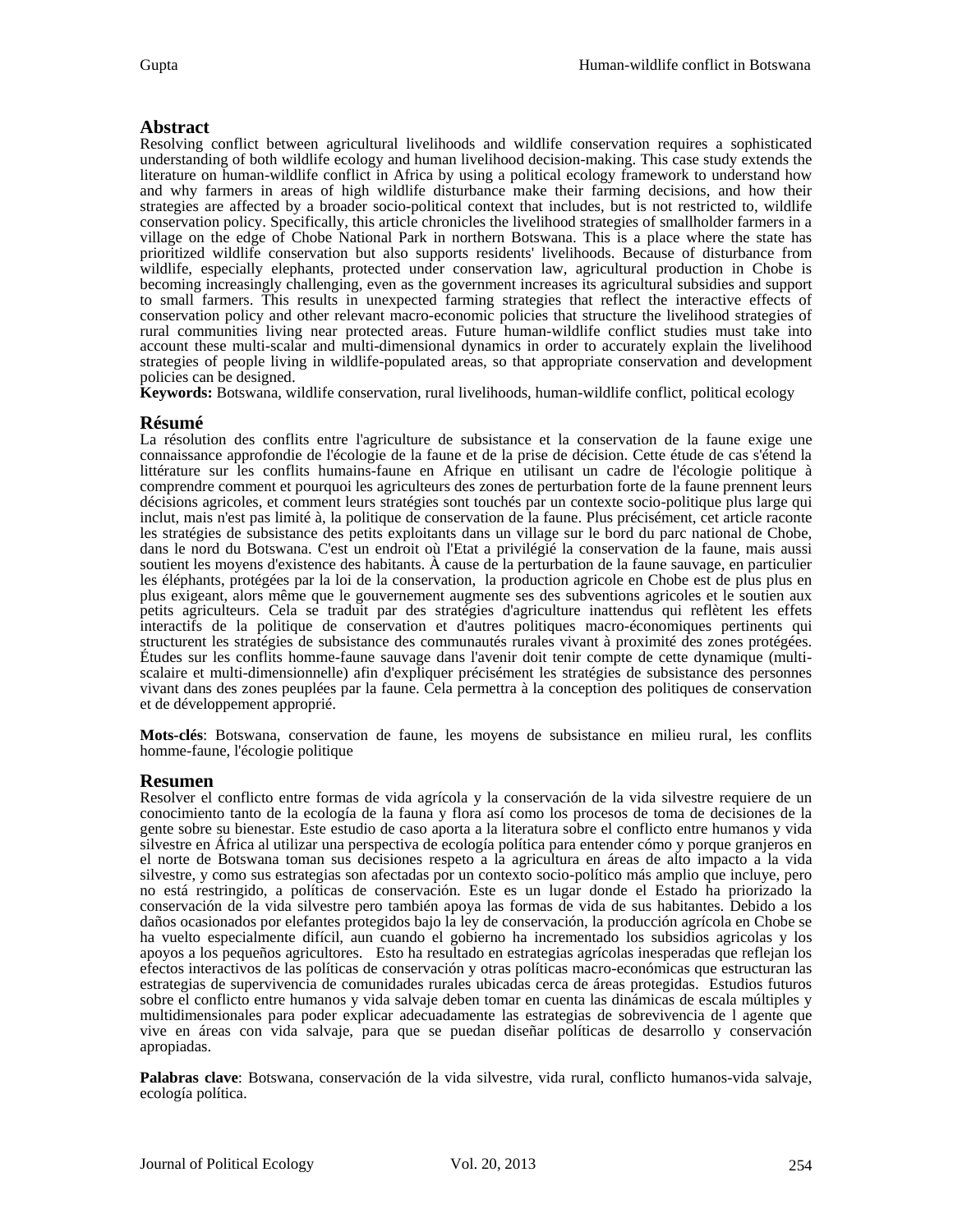## Abstract

Resolving conflict between agricultural livelihoods and wildlife conservation requires a sophisticated understanding of both wildlife ecology and human livelihood decision-making. This case study extends the literature on human-wildlife conflict in Africa by using a political ecology framework to understand how and why farmers in areas of high wildlife disturbance make their farming decisions, and how their strategies are affected by a broader socio-political context that includes, but is not restricted to, wildlife conservation policy. Specifically, this article chronicles the livelihood strategies of smallholder farmers in a village on the edge of Chobe National Park in northern Botswana. This is a place where the state has prioritized wildlife conservation but also supports residents' livelihoods. Because of disturbance from wildlife, especially elephants, protected under conservation law, agricultural production in Chobe is becoming increasingly challenging, even as the government increases its agricultural subsidies and support to small farmers. This results in unexpected farming strategies that reflect the interactive effects of conservation policy and other relevant macro-economic policies that structure the livelihood strategies of rural communities living near protected areas. Future human-wildlife conflict studies must take into account these multi-scalar and multi-dimensional dynamics in order to accurately explain the livelihood strategies of people living in wildlife-populated areas, so that appropriate conservation and development policies can be designed.

**Keywords:** Botswana, wildlife conservation, rural livelihoods, human-wildlife conflict, political ecology

## Résumé

La résolution des conflits entre l'agriculture de subsistance et la conservation de la faune exige une connaissance approfondie de l'écologie de la faune et de la prise de décision. Cette étude de cas s'étend la littérature sur les conflits humains-faune en Afrique en utilisant un cadre de l'écologie politique à comprendre comment et pourquoi les agriculteurs des zones de perturbation forte de la faune prennent leurs décisions agricoles, et comment leurs stratégies sont touchés par un contexte socio-politique plus large qui inclut, mais n'est pas limité à, la politique de conservation de la faune. Plus précisément, cet article raconte les stratégies de subsistance des petits exploitants dans un village sur le bord du parc national de Chobe, dans le nord du Botswana. C'est un endroit où l'Etat a privilégié la conservation de la faune, mais aussi soutient les moyens d'existence des habitants. À cause de la perturbation de la faune sauvage, en particulier les éléphants, protégées par la loi de la conservation, la production agricole en Chobe est de plus plus en plus exigeant, alors même que le gouvernement augmente ses des subventions agricoles et le soutien aux petits agriculteurs. Cela se traduit par des stratégies d'agriculture inattendus qui reflètent les effets interactifs de la politique de conservation et d'autres politiques macro-économiques pertinents qui structurent les stratégies de subsistance des communautés rurales vivant à proximité des zones protégées. Études sur les conflits homme-faune sauvage dans l'avenir doit tenir compte de cette dynamique (multi-scalaire et multi-dimensionnelle) afin d'expliquer précisément les stratégies de subsistance des personnes vivant dans des zones peuplées par la faune. Cela permettra à la conception des politiques de conservation et de développement approprié.

**Mots-clés**: Botswana, conservation de faune, les moyens de subsistance en milieu rural, les conflits homme-faune, l'écologie politique

## Resumen

Resolver el conflicto entre formas de vida agrícola y la conservación de la vida silvestre requiere de un conocimiento tanto de la ecología de la fauna y flora así como los procesos de toma de decisiones de la gente sobre su bienestar. Este estudio de caso aporta a la literatura sobre el conflicto entre humanos y vida silvestre en África al utilizar una perspectiva de ecología política para entender cómo y porque granjeros en el norte de Botswana toman sus decisiones respeto a la agricultura en áreas de alto impacto a la vida silvestre, y como sus estrategias son afectadas por un contexto socio-político más amplio que incluye, pero no está restringido, a políticas de conservación. Este es un lugar donde el Estado ha priorizado la conservación de la vida silvestre pero también apoya las formas de vida de sus habitantes. Debido a los daños ocasionados por elefantes protegidos bajo la ley de conservación, la producción agrícola en Chobe se ha vuelto especialmente difícil, aun cuando el gobierno ha incrementado los subsidios agricolas y los apoyos a los pequeños agricultores. Esto ha resultado en estrategias agrícolas inesperadas que reflejan los efectos interactivos de las políticas de conservación y otras políticas macro-económicas que estructuran las estrategias de supervivencia de comunidades rurales ubicadas cerca de áreas protegidas. Estudios futuros sobre el conflicto entre humanos y vida salvaje deben tomar en cuenta las dinámicas de escala múltiples y multidimensionales para poder explicar adecuadamente las estrategias de sobrevivencia de l agente que vive en áreas con vida salvaje, para que se puedan diseñar políticas de desarrollo y conservación apropiadas.

**Palabras clave**: Botswana, conservación de la vida silvestre, vida rural, conflicto humanos-vida salvaje, ecología política.